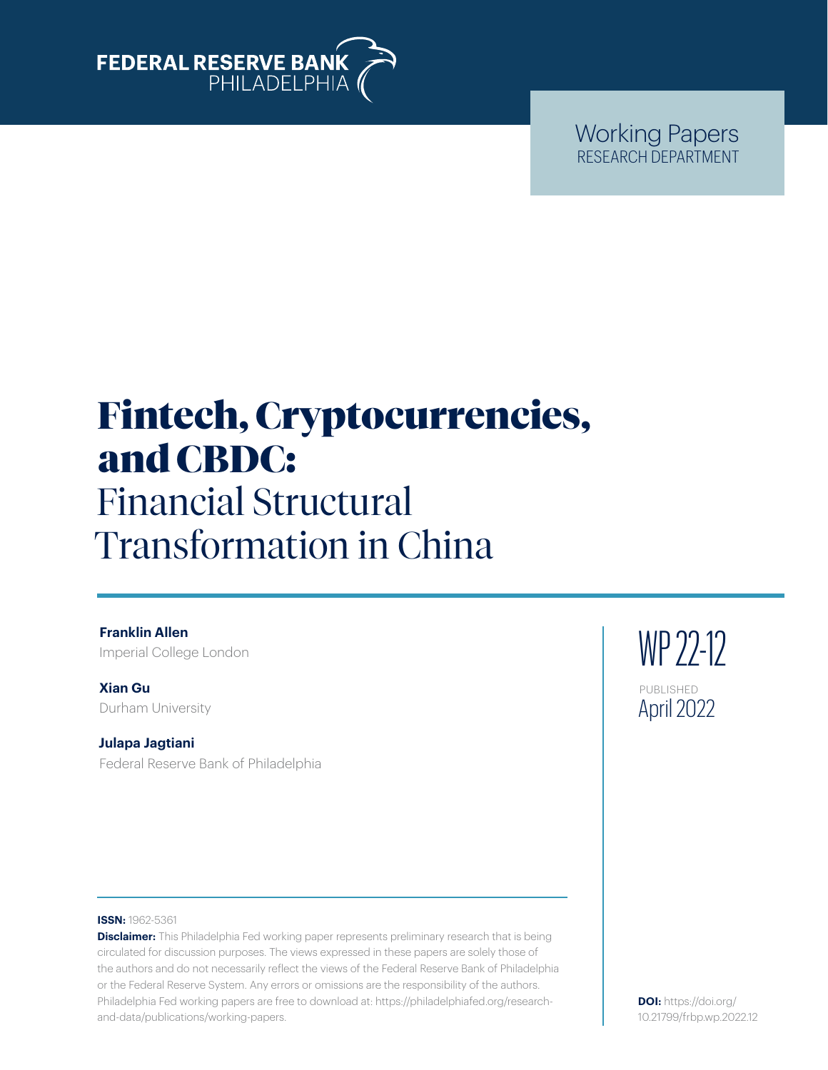FEDERAL RESERVE BANK
PHILADELPHIA

Working Papers
RESEARCH DEPARTMENT

# Fintech, Cryptocurrencies, and CBDC:
# Financial Structural Transformation in China

**Franklin Allen**
Imperial College London

**Xian Gu**
Durham University

**Julapa Jagtiani**
Federal Reserve Bank of Philadelphia

WP 22-12

PUBLISHED
April 2022

**ISSN:** 1962-5361

**Disclaimer:** This Philadelphia Fed working paper represents preliminary research that is being circulated for discussion purposes. The views expressed in these papers are solely those of the authors and do not necessarily reflect the views of the Federal Reserve Bank of Philadelphia or the Federal Reserve System. Any errors or omissions are the responsibility of the authors. Philadelphia Fed working papers are free to download at: https://philadelphiafed.org/research-and-data/publications/working-papers.

**DOI:** https://doi.org/10.21799/frbp.wp.2022.12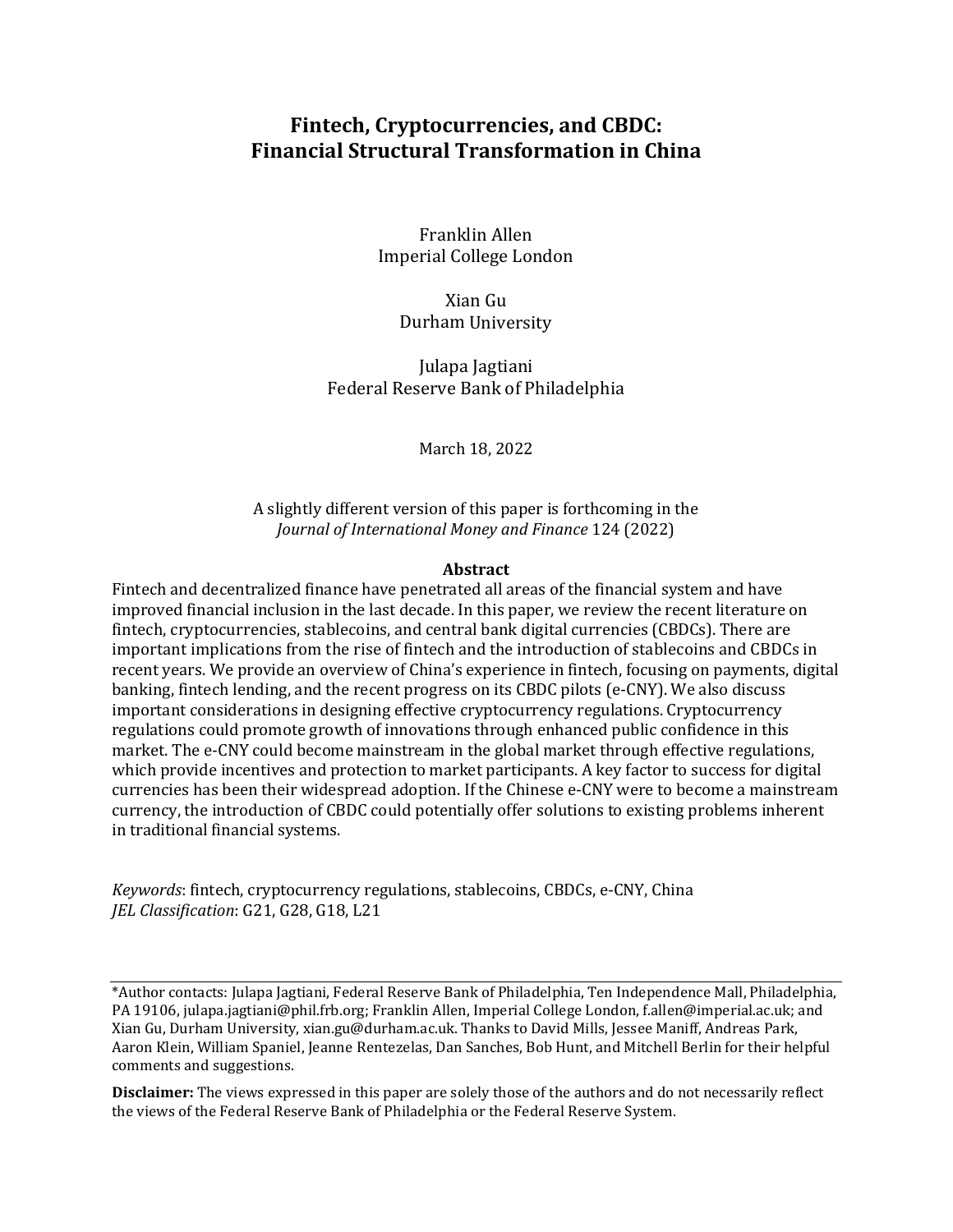# Fintech, Cryptocurrencies, and CBDC: Financial Structural Transformation in China

Franklin Allen
Imperial College London

Xian Gu
Durham University

Julapa Jagtiani
Federal Reserve Bank of Philadelphia

March 18, 2022

A slightly different version of this paper is forthcoming in the *Journal of International Money and Finance* 124 (2022)

**Abstract**

Fintech and decentralized finance have penetrated all areas of the financial system and have improved financial inclusion in the last decade. In this paper, we review the recent literature on fintech, cryptocurrencies, stablecoins, and central bank digital currencies (CBDCs). There are important implications from the rise of fintech and the introduction of stablecoins and CBDCs in recent years. We provide an overview of China's experience in fintech, focusing on payments, digital banking, fintech lending, and the recent progress on its CBDC pilots (e-CNY). We also discuss important considerations in designing effective cryptocurrency regulations. Cryptocurrency regulations could promote growth of innovations through enhanced public confidence in this market. The e-CNY could become mainstream in the global market through effective regulations, which provide incentives and protection to market participants. A key factor to success for digital currencies has been their widespread adoption. If the Chinese e-CNY were to become a mainstream currency, the introduction of CBDC could potentially offer solutions to existing problems inherent in traditional financial systems.

*Keywords*: fintech, cryptocurrency regulations, stablecoins, CBDCs, e-CNY, China
*JEL Classification*: G21, G28, G18, L21

---

\*Author contacts: Julapa Jagtiani, Federal Reserve Bank of Philadelphia, Ten Independence Mall, Philadelphia, PA 19106, julapa.jagtiani@phil.frb.org; Franklin Allen, Imperial College London, f.allen@imperial.ac.uk; and Xian Gu, Durham University, xian.gu@durham.ac.uk. Thanks to David Mills, Jessee Maniff, Andreas Park, Aaron Klein, William Spaniel, Jeanne Rentezelas, Dan Sanches, Bob Hunt, and Mitchell Berlin for their helpful comments and suggestions.

**Disclaimer:** The views expressed in this paper are solely those of the authors and do not necessarily reflect the views of the Federal Reserve Bank of Philadelphia or the Federal Reserve System.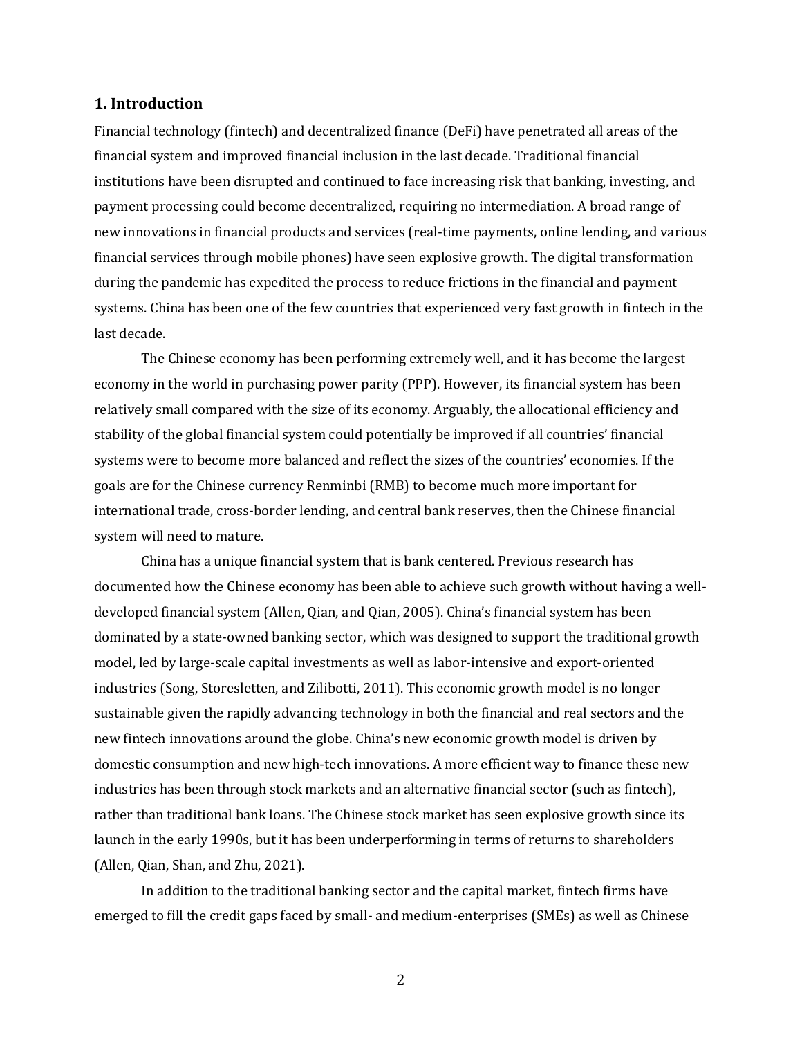## 1. Introduction

Financial technology (fintech) and decentralized finance (DeFi) have penetrated all areas of the financial system and improved financial inclusion in the last decade. Traditional financial institutions have been disrupted and continued to face increasing risk that banking, investing, and payment processing could become decentralized, requiring no intermediation. A broad range of new innovations in financial products and services (real-time payments, online lending, and various financial services through mobile phones) have seen explosive growth. The digital transformation during the pandemic has expedited the process to reduce frictions in the financial and payment systems. China has been one of the few countries that experienced very fast growth in fintech in the last decade.

The Chinese economy has been performing extremely well, and it has become the largest economy in the world in purchasing power parity (PPP). However, its financial system has been relatively small compared with the size of its economy. Arguably, the allocational efficiency and stability of the global financial system could potentially be improved if all countries' financial systems were to become more balanced and reflect the sizes of the countries' economies. If the goals are for the Chinese currency Renminbi (RMB) to become much more important for international trade, cross-border lending, and central bank reserves, then the Chinese financial system will need to mature.

China has a unique financial system that is bank centered. Previous research has documented how the Chinese economy has been able to achieve such growth without having a well-developed financial system (Allen, Qian, and Qian, 2005). China's financial system has been dominated by a state-owned banking sector, which was designed to support the traditional growth model, led by large-scale capital investments as well as labor-intensive and export-oriented industries (Song, Storesletten, and Zilibotti, 2011). This economic growth model is no longer sustainable given the rapidly advancing technology in both the financial and real sectors and the new fintech innovations around the globe. China's new economic growth model is driven by domestic consumption and new high-tech innovations. A more efficient way to finance these new industries has been through stock markets and an alternative financial sector (such as fintech), rather than traditional bank loans. The Chinese stock market has seen explosive growth since its launch in the early 1990s, but it has been underperforming in terms of returns to shareholders (Allen, Qian, Shan, and Zhu, 2021).

In addition to the traditional banking sector and the capital market, fintech firms have emerged to fill the credit gaps faced by small- and medium-enterprises (SMEs) as well as Chinese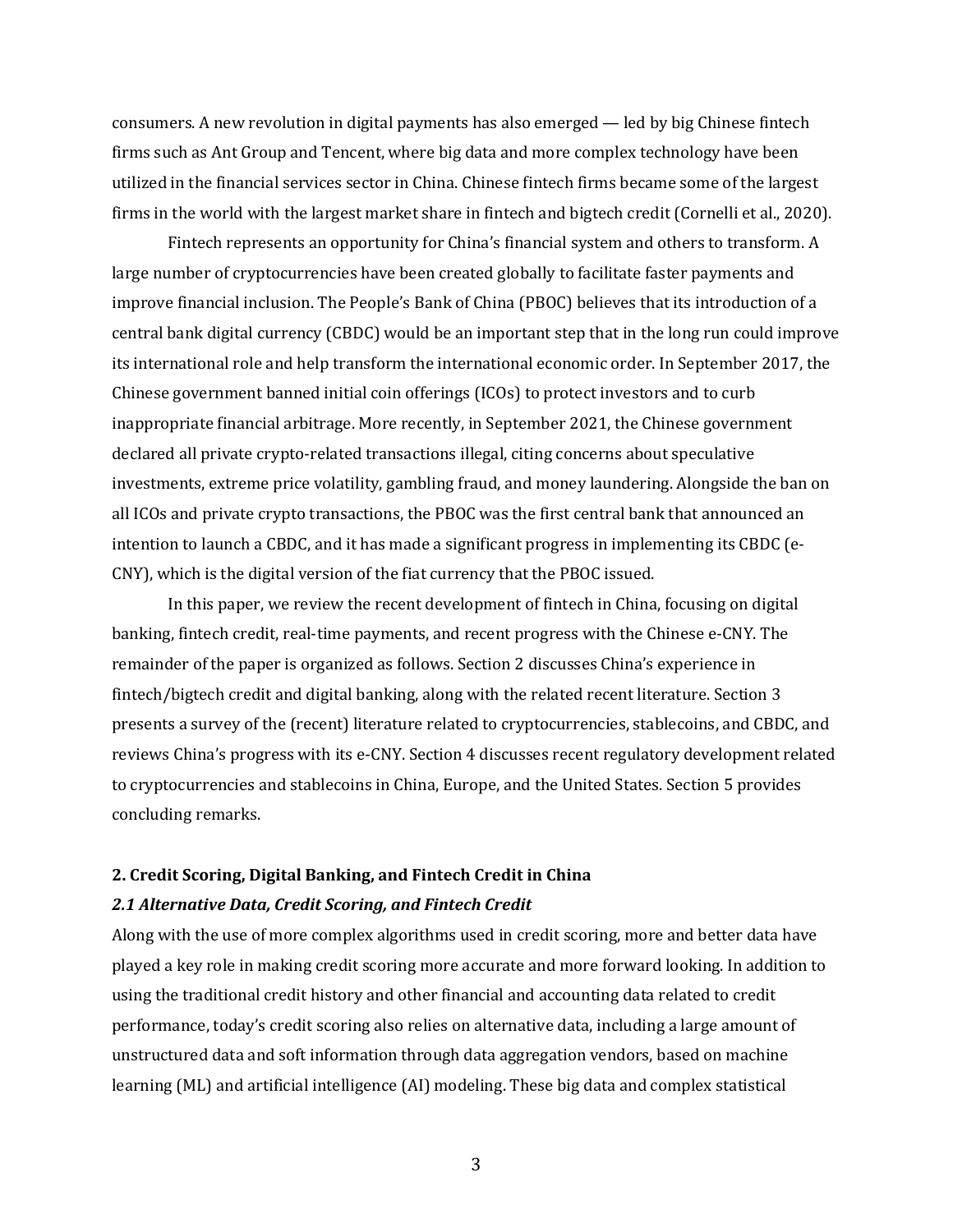consumers. A new revolution in digital payments has also emerged — led by big Chinese fintech firms such as Ant Group and Tencent, where big data and more complex technology have been utilized in the financial services sector in China. Chinese fintech firms became some of the largest firms in the world with the largest market share in fintech and bigtech credit (Cornelli et al., 2020).

Fintech represents an opportunity for China's financial system and others to transform. A large number of cryptocurrencies have been created globally to facilitate faster payments and improve financial inclusion. The People's Bank of China (PBOC) believes that its introduction of a central bank digital currency (CBDC) would be an important step that in the long run could improve its international role and help transform the international economic order. In September 2017, the Chinese government banned initial coin offerings (ICOs) to protect investors and to curb inappropriate financial arbitrage. More recently, in September 2021, the Chinese government declared all private crypto-related transactions illegal, citing concerns about speculative investments, extreme price volatility, gambling fraud, and money laundering. Alongside the ban on all ICOs and private crypto transactions, the PBOC was the first central bank that announced an intention to launch a CBDC, and it has made a significant progress in implementing its CBDC (e-CNY), which is the digital version of the fiat currency that the PBOC issued.

In this paper, we review the recent development of fintech in China, focusing on digital banking, fintech credit, real-time payments, and recent progress with the Chinese e-CNY. The remainder of the paper is organized as follows. Section 2 discusses China's experience in fintech/bigtech credit and digital banking, along with the related recent literature. Section 3 presents a survey of the (recent) literature related to cryptocurrencies, stablecoins, and CBDC, and reviews China's progress with its e-CNY. Section 4 discusses recent regulatory development related to cryptocurrencies and stablecoins in China, Europe, and the United States. Section 5 provides concluding remarks.

## 2. Credit Scoring, Digital Banking, and Fintech Credit in China

### *2.1 Alternative Data, Credit Scoring, and Fintech Credit*

Along with the use of more complex algorithms used in credit scoring, more and better data have played a key role in making credit scoring more accurate and more forward looking. In addition to using the traditional credit history and other financial and accounting data related to credit performance, today's credit scoring also relies on alternative data, including a large amount of unstructured data and soft information through data aggregation vendors, based on machine learning (ML) and artificial intelligence (AI) modeling. These big data and complex statistical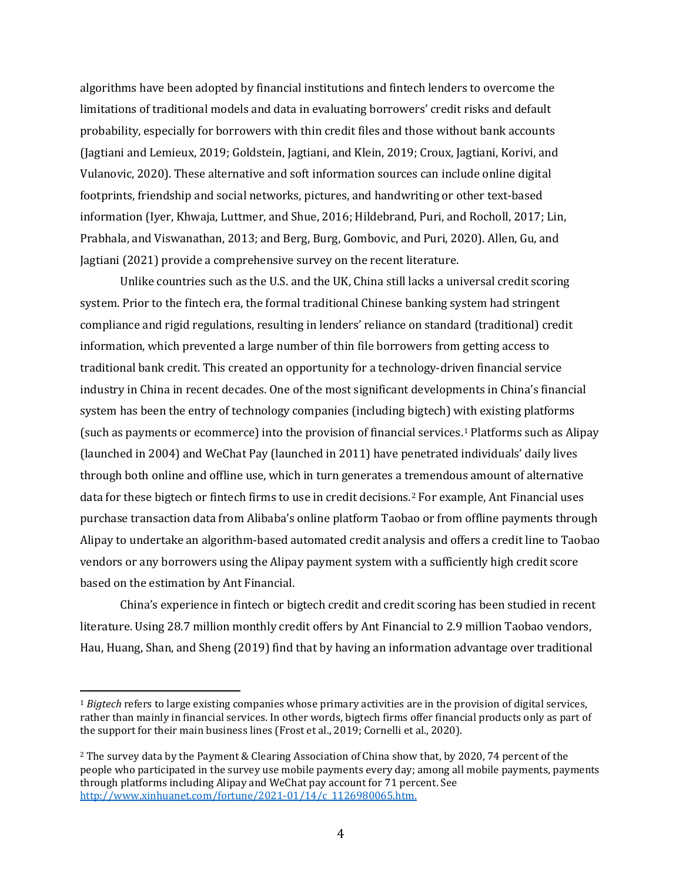algorithms have been adopted by financial institutions and fintech lenders to overcome the limitations of traditional models and data in evaluating borrowers' credit risks and default probability, especially for borrowers with thin credit files and those without bank accounts (Jagtiani and Lemieux, 2019; Goldstein, Jagtiani, and Klein, 2019; Croux, Jagtiani, Korivi, and Vulanovic, 2020). These alternative and soft information sources can include online digital footprints, friendship and social networks, pictures, and handwriting or other text-based information (Iyer, Khwaja, Luttmer, and Shue, 2016; Hildebrand, Puri, and Rocholl, 2017; Lin, Prabhala, and Viswanathan, 2013; and Berg, Burg, Gombovic, and Puri, 2020). Allen, Gu, and Jagtiani (2021) provide a comprehensive survey on the recent literature.

Unlike countries such as the U.S. and the UK, China still lacks a universal credit scoring system. Prior to the fintech era, the formal traditional Chinese banking system had stringent compliance and rigid regulations, resulting in lenders' reliance on standard (traditional) credit information, which prevented a large number of thin file borrowers from getting access to traditional bank credit. This created an opportunity for a technology-driven financial service industry in China in recent decades. One of the most significant developments in China's financial system has been the entry of technology companies (including bigtech) with existing platforms (such as payments or ecommerce) into the provision of financial services.[1] Platforms such as Alipay (launched in 2004) and WeChat Pay (launched in 2011) have penetrated individuals' daily lives through both online and offline use, which in turn generates a tremendous amount of alternative data for these bigtech or fintech firms to use in credit decisions.[2] For example, Ant Financial uses purchase transaction data from Alibaba's online platform Taobao or from offline payments through Alipay to undertake an algorithm-based automated credit analysis and offers a credit line to Taobao vendors or any borrowers using the Alipay payment system with a sufficiently high credit score based on the estimation by Ant Financial.

China's experience in fintech or bigtech credit and credit scoring has been studied in recent literature. Using 28.7 million monthly credit offers by Ant Financial to 2.9 million Taobao vendors, Hau, Huang, Shan, and Sheng (2019) find that by having an information advantage over traditional

---

[1] *Bigtech* refers to large existing companies whose primary activities are in the provision of digital services, rather than mainly in financial services. In other words, bigtech firms offer financial products only as part of the support for their main business lines (Frost et al., 2019; Cornelli et al., 2020).

[2] The survey data by the Payment & Clearing Association of China show that, by 2020, 74 percent of the people who participated in the survey use mobile payments every day; among all mobile payments, payments through platforms including Alipay and WeChat pay account for 71 percent. See http://www.xinhuanet.com/fortune/2021-01/14/c_1126980065.htm.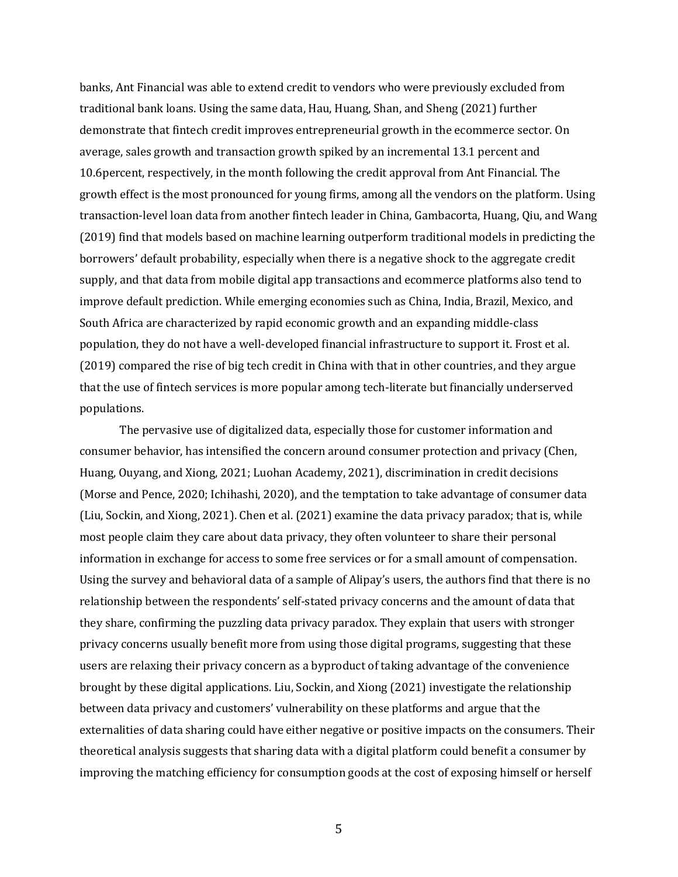banks, Ant Financial was able to extend credit to vendors who were previously excluded from traditional bank loans. Using the same data, Hau, Huang, Shan, and Sheng (2021) further demonstrate that fintech credit improves entrepreneurial growth in the ecommerce sector. On average, sales growth and transaction growth spiked by an incremental 13.1 percent and 10.6percent, respectively, in the month following the credit approval from Ant Financial. The growth effect is the most pronounced for young firms, among all the vendors on the platform. Using transaction-level loan data from another fintech leader in China, Gambacorta, Huang, Qiu, and Wang (2019) find that models based on machine learning outperform traditional models in predicting the borrowers' default probability, especially when there is a negative shock to the aggregate credit supply, and that data from mobile digital app transactions and ecommerce platforms also tend to improve default prediction. While emerging economies such as China, India, Brazil, Mexico, and South Africa are characterized by rapid economic growth and an expanding middle-class population, they do not have a well-developed financial infrastructure to support it. Frost et al. (2019) compared the rise of big tech credit in China with that in other countries, and they argue that the use of fintech services is more popular among tech-literate but financially underserved populations.

The pervasive use of digitalized data, especially those for customer information and consumer behavior, has intensified the concern around consumer protection and privacy (Chen, Huang, Ouyang, and Xiong, 2021; Luohan Academy, 2021), discrimination in credit decisions (Morse and Pence, 2020; Ichihashi, 2020), and the temptation to take advantage of consumer data (Liu, Sockin, and Xiong, 2021). Chen et al. (2021) examine the data privacy paradox; that is, while most people claim they care about data privacy, they often volunteer to share their personal information in exchange for access to some free services or for a small amount of compensation. Using the survey and behavioral data of a sample of Alipay's users, the authors find that there is no relationship between the respondents' self-stated privacy concerns and the amount of data that they share, confirming the puzzling data privacy paradox. They explain that users with stronger privacy concerns usually benefit more from using those digital programs, suggesting that these users are relaxing their privacy concern as a byproduct of taking advantage of the convenience brought by these digital applications. Liu, Sockin, and Xiong (2021) investigate the relationship between data privacy and customers' vulnerability on these platforms and argue that the externalities of data sharing could have either negative or positive impacts on the consumers. Their theoretical analysis suggests that sharing data with a digital platform could benefit a consumer by improving the matching efficiency for consumption goods at the cost of exposing himself or herself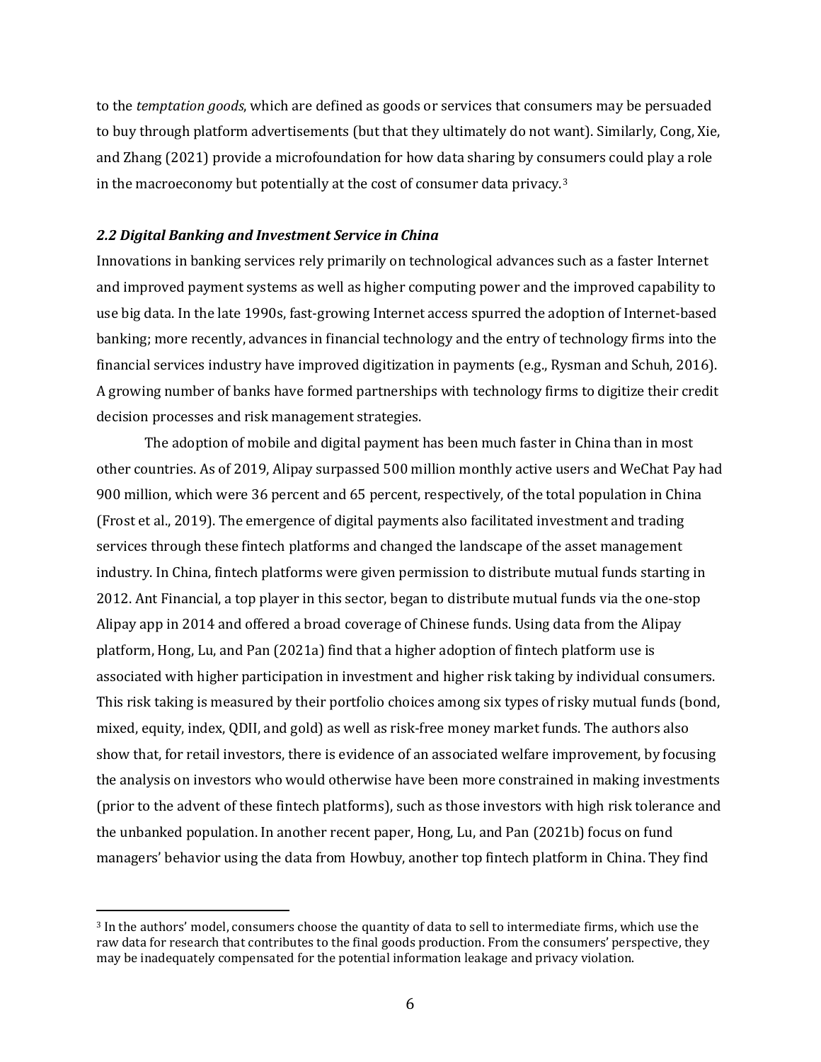to the *temptation goods*, which are defined as goods or services that consumers may be persuaded to buy through platform advertisements (but that they ultimately do not want). Similarly, Cong, Xie, and Zhang (2021) provide a microfoundation for how data sharing by consumers could play a role in the macroeconomy but potentially at the cost of consumer data privacy.[3]

### *2.2 Digital Banking and Investment Service in China*

Innovations in banking services rely primarily on technological advances such as a faster Internet and improved payment systems as well as higher computing power and the improved capability to use big data. In the late 1990s, fast-growing Internet access spurred the adoption of Internet-based banking; more recently, advances in financial technology and the entry of technology firms into the financial services industry have improved digitization in payments (e.g., Rysman and Schuh, 2016). A growing number of banks have formed partnerships with technology firms to digitize their credit decision processes and risk management strategies.

The adoption of mobile and digital payment has been much faster in China than in most other countries. As of 2019, Alipay surpassed 500 million monthly active users and WeChat Pay had 900 million, which were 36 percent and 65 percent, respectively, of the total population in China (Frost et al., 2019). The emergence of digital payments also facilitated investment and trading services through these fintech platforms and changed the landscape of the asset management industry. In China, fintech platforms were given permission to distribute mutual funds starting in 2012. Ant Financial, a top player in this sector, began to distribute mutual funds via the one-stop Alipay app in 2014 and offered a broad coverage of Chinese funds. Using data from the Alipay platform, Hong, Lu, and Pan (2021a) find that a higher adoption of fintech platform use is associated with higher participation in investment and higher risk taking by individual consumers. This risk taking is measured by their portfolio choices among six types of risky mutual funds (bond, mixed, equity, index, QDII, and gold) as well as risk-free money market funds. The authors also show that, for retail investors, there is evidence of an associated welfare improvement, by focusing the analysis on investors who would otherwise have been more constrained in making investments (prior to the advent of these fintech platforms), such as those investors with high risk tolerance and the unbanked population. In another recent paper, Hong, Lu, and Pan (2021b) focus on fund managers' behavior using the data from Howbuy, another top fintech platform in China. They find

---

[3] In the authors' model, consumers choose the quantity of data to sell to intermediate firms, which use the raw data for research that contributes to the final goods production. From the consumers' perspective, they may be inadequately compensated for the potential information leakage and privacy violation.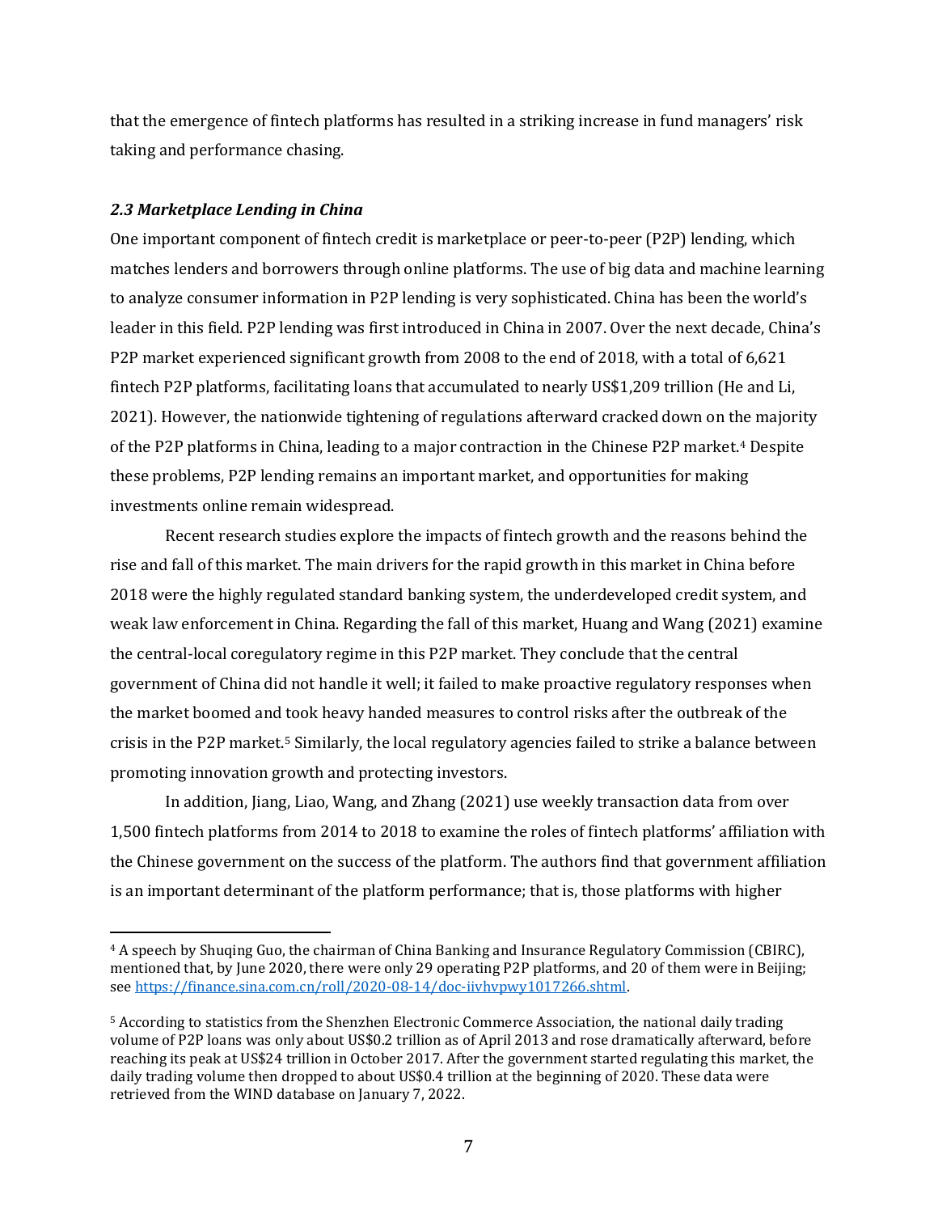that the emergence of fintech platforms has resulted in a striking increase in fund managers' risk taking and performance chasing.

### *2.3 Marketplace Lending in China*

One important component of fintech credit is marketplace or peer-to-peer (P2P) lending, which matches lenders and borrowers through online platforms. The use of big data and machine learning to analyze consumer information in P2P lending is very sophisticated. China has been the world's leader in this field. P2P lending was first introduced in China in 2007. Over the next decade, China's P2P market experienced significant growth from 2008 to the end of 2018, with a total of 6,621 fintech P2P platforms, facilitating loans that accumulated to nearly US$1,209 trillion (He and Li, 2021). However, the nationwide tightening of regulations afterward cracked down on the majority of the P2P platforms in China, leading to a major contraction in the Chinese P2P market.[4] Despite these problems, P2P lending remains an important market, and opportunities for making investments online remain widespread.

Recent research studies explore the impacts of fintech growth and the reasons behind the rise and fall of this market. The main drivers for the rapid growth in this market in China before 2018 were the highly regulated standard banking system, the underdeveloped credit system, and weak law enforcement in China. Regarding the fall of this market, Huang and Wang (2021) examine the central-local coregulatory regime in this P2P market. They conclude that the central government of China did not handle it well; it failed to make proactive regulatory responses when the market boomed and took heavy handed measures to control risks after the outbreak of the crisis in the P2P market.[5] Similarly, the local regulatory agencies failed to strike a balance between promoting innovation growth and protecting investors.

In addition, Jiang, Liao, Wang, and Zhang (2021) use weekly transaction data from over 1,500 fintech platforms from 2014 to 2018 to examine the roles of fintech platforms' affiliation with the Chinese government on the success of the platform. The authors find that government affiliation is an important determinant of the platform performance; that is, those platforms with higher

---

[4] A speech by Shuqing Guo, the chairman of China Banking and Insurance Regulatory Commission (CBIRC), mentioned that, by June 2020, there were only 29 operating P2P platforms, and 20 of them were in Beijing; see https://finance.sina.com.cn/roll/2020-08-14/doc-iivhvpwy1017266.shtml.

[5] According to statistics from the Shenzhen Electronic Commerce Association, the national daily trading volume of P2P loans was only about US$0.2 trillion as of April 2013 and rose dramatically afterward, before reaching its peak at US$24 trillion in October 2017. After the government started regulating this market, the daily trading volume then dropped to about US$0.4 trillion at the beginning of 2020. These data were retrieved from the WIND database on January 7, 2022.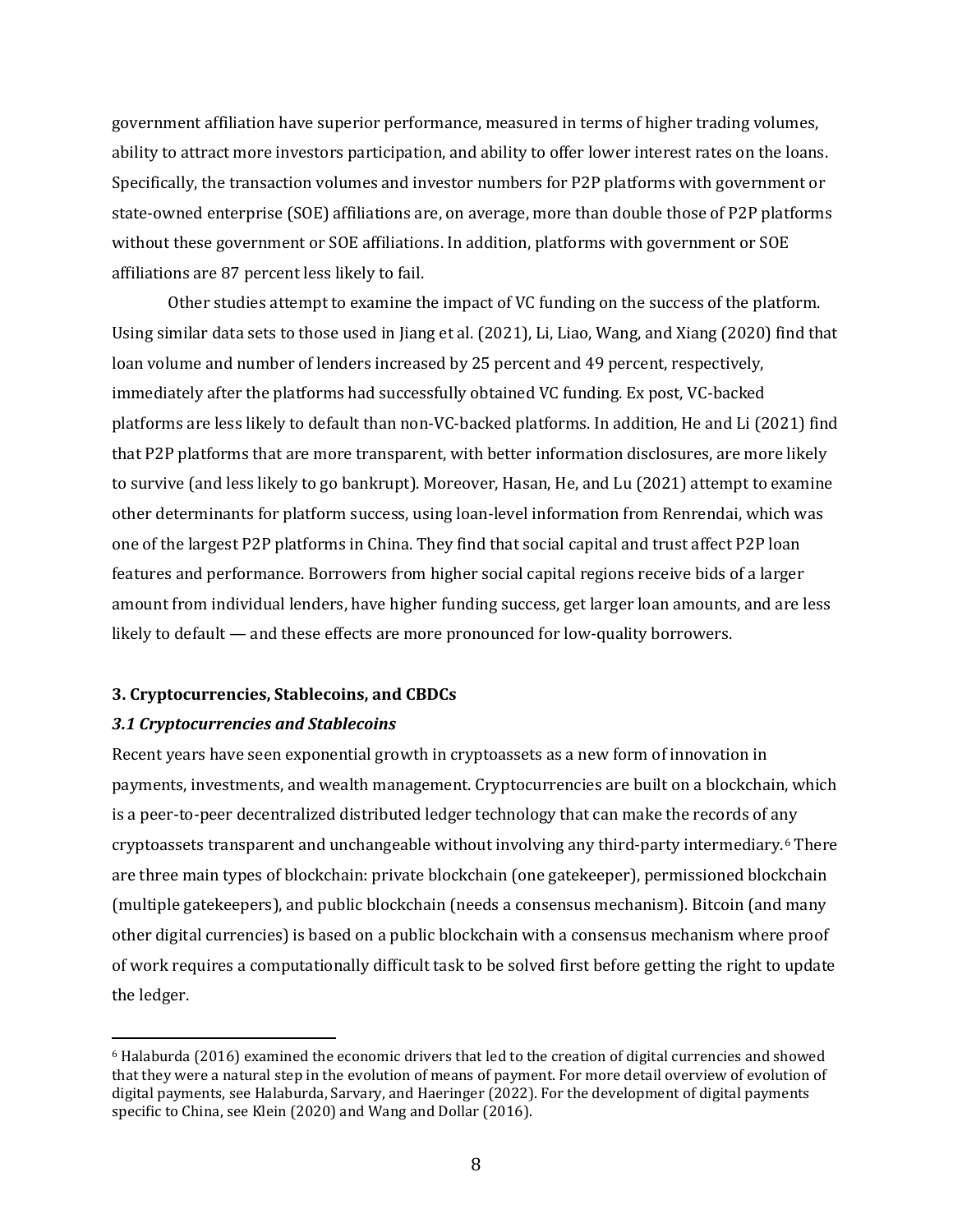government affiliation have superior performance, measured in terms of higher trading volumes, ability to attract more investors participation, and ability to offer lower interest rates on the loans. Specifically, the transaction volumes and investor numbers for P2P platforms with government or state-owned enterprise (SOE) affiliations are, on average, more than double those of P2P platforms without these government or SOE affiliations. In addition, platforms with government or SOE affiliations are 87 percent less likely to fail.

Other studies attempt to examine the impact of VC funding on the success of the platform. Using similar data sets to those used in Jiang et al. (2021), Li, Liao, Wang, and Xiang (2020) find that loan volume and number of lenders increased by 25 percent and 49 percent, respectively, immediately after the platforms had successfully obtained VC funding. Ex post, VC-backed platforms are less likely to default than non-VC-backed platforms. In addition, He and Li (2021) find that P2P platforms that are more transparent, with better information disclosures, are more likely to survive (and less likely to go bankrupt). Moreover, Hasan, He, and Lu (2021) attempt to examine other determinants for platform success, using loan-level information from Renrendai, which was one of the largest P2P platforms in China. They find that social capital and trust affect P2P loan features and performance. Borrowers from higher social capital regions receive bids of a larger amount from individual lenders, have higher funding success, get larger loan amounts, and are less likely to default — and these effects are more pronounced for low-quality borrowers.

## 3. Cryptocurrencies, Stablecoins, and CBDCs

### *3.1 Cryptocurrencies and Stablecoins*

Recent years have seen exponential growth in cryptoassets as a new form of innovation in payments, investments, and wealth management. Cryptocurrencies are built on a blockchain, which is a peer-to-peer decentralized distributed ledger technology that can make the records of any cryptoassets transparent and unchangeable without involving any third-party intermediary.[6] There are three main types of blockchain: private blockchain (one gatekeeper), permissioned blockchain (multiple gatekeepers), and public blockchain (needs a consensus mechanism). Bitcoin (and many other digital currencies) is based on a public blockchain with a consensus mechanism where proof of work requires a computationally difficult task to be solved first before getting the right to update the ledger.

[6] Halaburda (2016) examined the economic drivers that led to the creation of digital currencies and showed that they were a natural step in the evolution of means of payment. For more detail overview of evolution of digital payments, see Halaburda, Sarvary, and Haeringer (2022). For the development of digital payments specific to China, see Klein (2020) and Wang and Dollar (2016).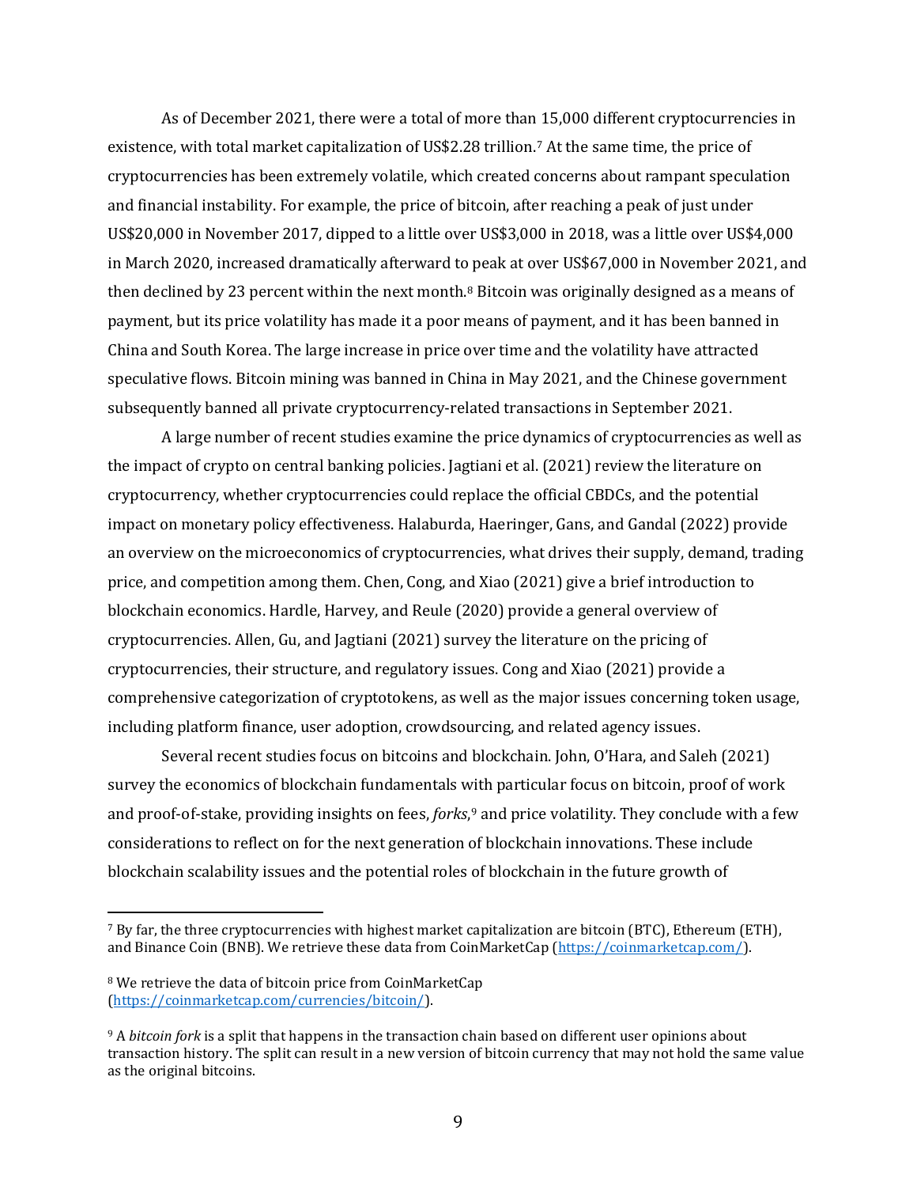As of December 2021, there were a total of more than 15,000 different cryptocurrencies in existence, with total market capitalization of US$2.28 trillion.[7] At the same time, the price of cryptocurrencies has been extremely volatile, which created concerns about rampant speculation and financial instability. For example, the price of bitcoin, after reaching a peak of just under US$20,000 in November 2017, dipped to a little over US$3,000 in 2018, was a little over US$4,000 in March 2020, increased dramatically afterward to peak at over US$67,000 in November 2021, and then declined by 23 percent within the next month.[8] Bitcoin was originally designed as a means of payment, but its price volatility has made it a poor means of payment, and it has been banned in China and South Korea. The large increase in price over time and the volatility have attracted speculative flows. Bitcoin mining was banned in China in May 2021, and the Chinese government subsequently banned all private cryptocurrency-related transactions in September 2021.

A large number of recent studies examine the price dynamics of cryptocurrencies as well as the impact of crypto on central banking policies. Jagtiani et al. (2021) review the literature on cryptocurrency, whether cryptocurrencies could replace the official CBDCs, and the potential impact on monetary policy effectiveness. Halaburda, Haeringer, Gans, and Gandal (2022) provide an overview on the microeconomics of cryptocurrencies, what drives their supply, demand, trading price, and competition among them. Chen, Cong, and Xiao (2021) give a brief introduction to blockchain economics. Hardle, Harvey, and Reule (2020) provide a general overview of cryptocurrencies. Allen, Gu, and Jagtiani (2021) survey the literature on the pricing of cryptocurrencies, their structure, and regulatory issues. Cong and Xiao (2021) provide a comprehensive categorization of cryptotokens, as well as the major issues concerning token usage, including platform finance, user adoption, crowdsourcing, and related agency issues.

Several recent studies focus on bitcoins and blockchain. John, O'Hara, and Saleh (2021) survey the economics of blockchain fundamentals with particular focus on bitcoin, proof of work and proof-of-stake, providing insights on fees, *forks*,[9] and price volatility. They conclude with a few considerations to reflect on for the next generation of blockchain innovations. These include blockchain scalability issues and the potential roles of blockchain in the future growth of

---

[7] By far, the three cryptocurrencies with highest market capitalization are bitcoin (BTC), Ethereum (ETH), and Binance Coin (BNB). We retrieve these data from CoinMarketCap (https://coinmarketcap.com/).

[8] We retrieve the data of bitcoin price from CoinMarketCap (https://coinmarketcap.com/currencies/bitcoin/).

[9] A *bitcoin fork* is a split that happens in the transaction chain based on different user opinions about transaction history. The split can result in a new version of bitcoin currency that may not hold the same value as the original bitcoins.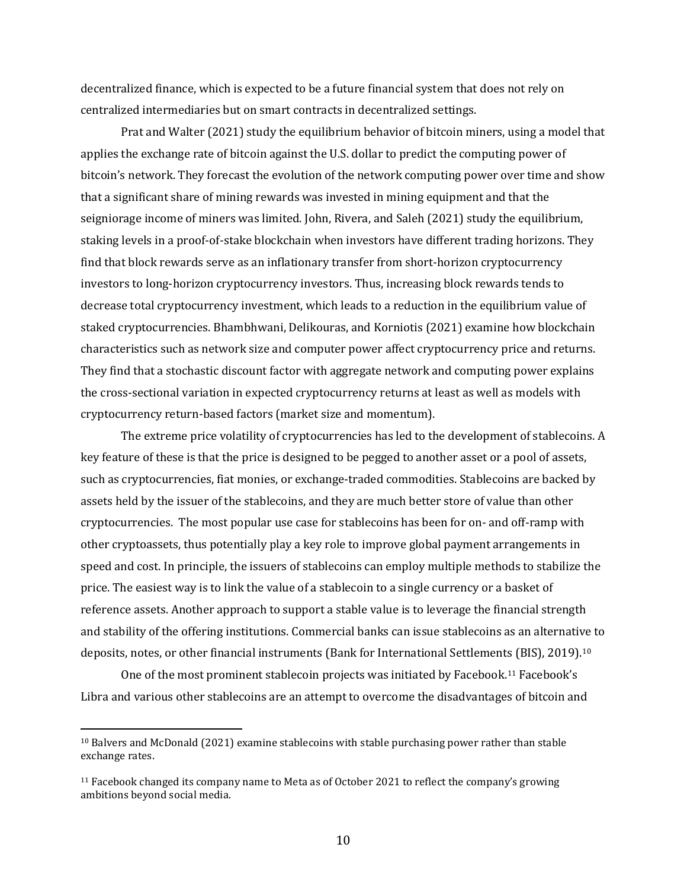decentralized finance, which is expected to be a future financial system that does not rely on centralized intermediaries but on smart contracts in decentralized settings.

Prat and Walter (2021) study the equilibrium behavior of bitcoin miners, using a model that applies the exchange rate of bitcoin against the U.S. dollar to predict the computing power of bitcoin's network. They forecast the evolution of the network computing power over time and show that a significant share of mining rewards was invested in mining equipment and that the seigniorage income of miners was limited. John, Rivera, and Saleh (2021) study the equilibrium, staking levels in a proof-of-stake blockchain when investors have different trading horizons. They find that block rewards serve as an inflationary transfer from short-horizon cryptocurrency investors to long-horizon cryptocurrency investors. Thus, increasing block rewards tends to decrease total cryptocurrency investment, which leads to a reduction in the equilibrium value of staked cryptocurrencies. Bhambhwani, Delikouras, and Korniotis (2021) examine how blockchain characteristics such as network size and computer power affect cryptocurrency price and returns. They find that a stochastic discount factor with aggregate network and computing power explains the cross-sectional variation in expected cryptocurrency returns at least as well as models with cryptocurrency return-based factors (market size and momentum).

The extreme price volatility of cryptocurrencies has led to the development of stablecoins. A key feature of these is that the price is designed to be pegged to another asset or a pool of assets, such as cryptocurrencies, fiat monies, or exchange-traded commodities. Stablecoins are backed by assets held by the issuer of the stablecoins, and they are much better store of value than other cryptocurrencies. The most popular use case for stablecoins has been for on- and off-ramp with other cryptoassets, thus potentially play a key role to improve global payment arrangements in speed and cost. In principle, the issuers of stablecoins can employ multiple methods to stabilize the price. The easiest way is to link the value of a stablecoin to a single currency or a basket of reference assets. Another approach to support a stable value is to leverage the financial strength and stability of the offering institutions. Commercial banks can issue stablecoins as an alternative to deposits, notes, or other financial instruments (Bank for International Settlements (BIS), 2019).[10]

One of the most prominent stablecoin projects was initiated by Facebook.[11] Facebook's Libra and various other stablecoins are an attempt to overcome the disadvantages of bitcoin and

---

[10] Balvers and McDonald (2021) examine stablecoins with stable purchasing power rather than stable exchange rates.

[11] Facebook changed its company name to Meta as of October 2021 to reflect the company's growing ambitions beyond social media.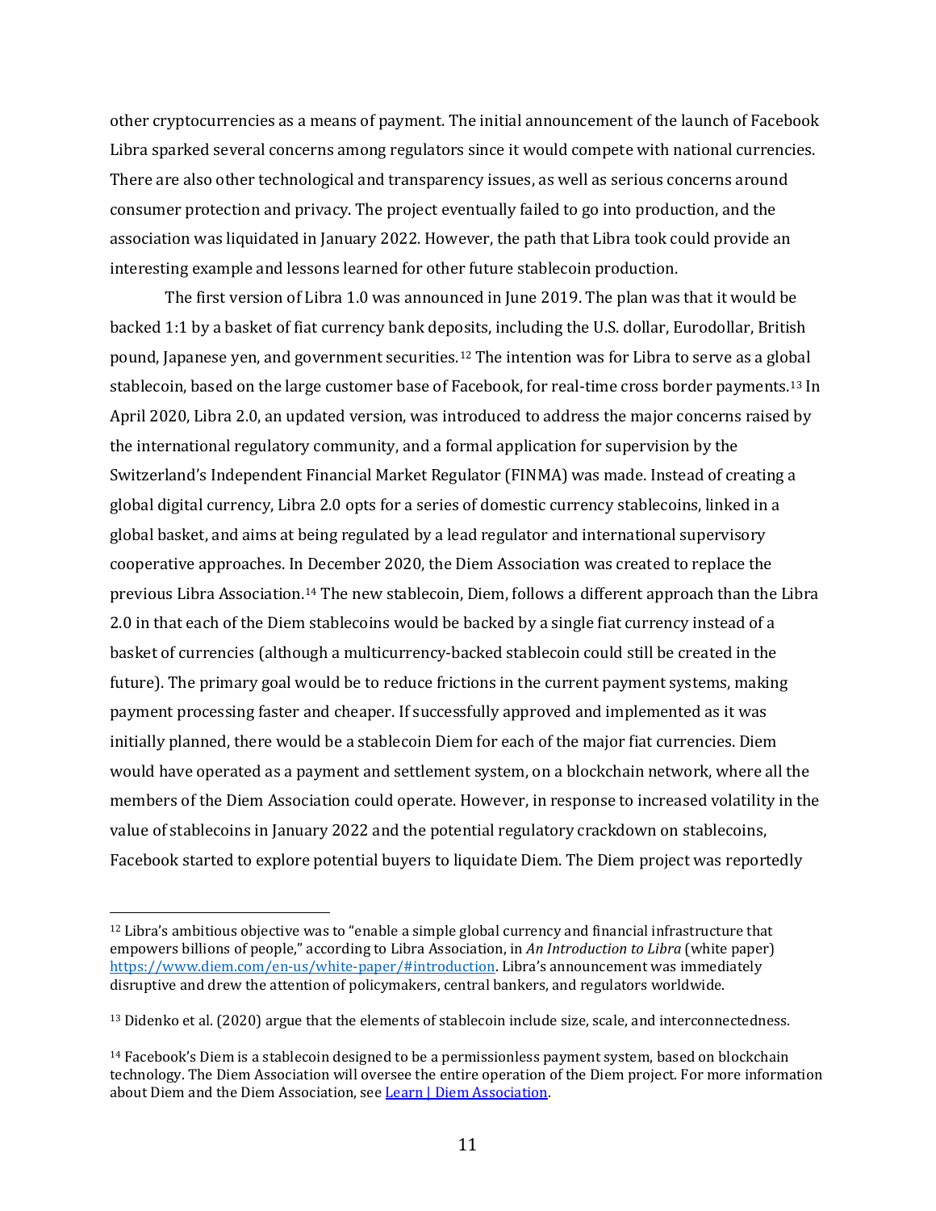other cryptocurrencies as a means of payment. The initial announcement of the launch of Facebook Libra sparked several concerns among regulators since it would compete with national currencies. There are also other technological and transparency issues, as well as serious concerns around consumer protection and privacy. The project eventually failed to go into production, and the association was liquidated in January 2022. However, the path that Libra took could provide an interesting example and lessons learned for other future stablecoin production.

The first version of Libra 1.0 was announced in June 2019. The plan was that it would be backed 1:1 by a basket of fiat currency bank deposits, including the U.S. dollar, Eurodollar, British pound, Japanese yen, and government securities.[12] The intention was for Libra to serve as a global stablecoin, based on the large customer base of Facebook, for real-time cross border payments.[13] In April 2020, Libra 2.0, an updated version, was introduced to address the major concerns raised by the international regulatory community, and a formal application for supervision by the Switzerland's Independent Financial Market Regulator (FINMA) was made. Instead of creating a global digital currency, Libra 2.0 opts for a series of domestic currency stablecoins, linked in a global basket, and aims at being regulated by a lead regulator and international supervisory cooperative approaches. In December 2020, the Diem Association was created to replace the previous Libra Association.[14] The new stablecoin, Diem, follows a different approach than the Libra 2.0 in that each of the Diem stablecoins would be backed by a single fiat currency instead of a basket of currencies (although a multicurrency-backed stablecoin could still be created in the future). The primary goal would be to reduce frictions in the current payment systems, making payment processing faster and cheaper. If successfully approved and implemented as it was initially planned, there would be a stablecoin Diem for each of the major fiat currencies. Diem would have operated as a payment and settlement system, on a blockchain network, where all the members of the Diem Association could operate. However, in response to increased volatility in the value of stablecoins in January 2022 and the potential regulatory crackdown on stablecoins, Facebook started to explore potential buyers to liquidate Diem. The Diem project was reportedly

---

[12] Libra's ambitious objective was to "enable a simple global currency and financial infrastructure that empowers billions of people," according to Libra Association, in *An Introduction to Libra* (white paper) https://www.diem.com/en-us/white-paper/#introduction. Libra's announcement was immediately disruptive and drew the attention of policymakers, central bankers, and regulators worldwide.

[13] Didenko et al. (2020) argue that the elements of stablecoin include size, scale, and interconnectedness.

[14] Facebook's Diem is a stablecoin designed to be a permissionless payment system, based on blockchain technology. The Diem Association will oversee the entire operation of the Diem project. For more information about Diem and the Diem Association, see Learn | Diem Association.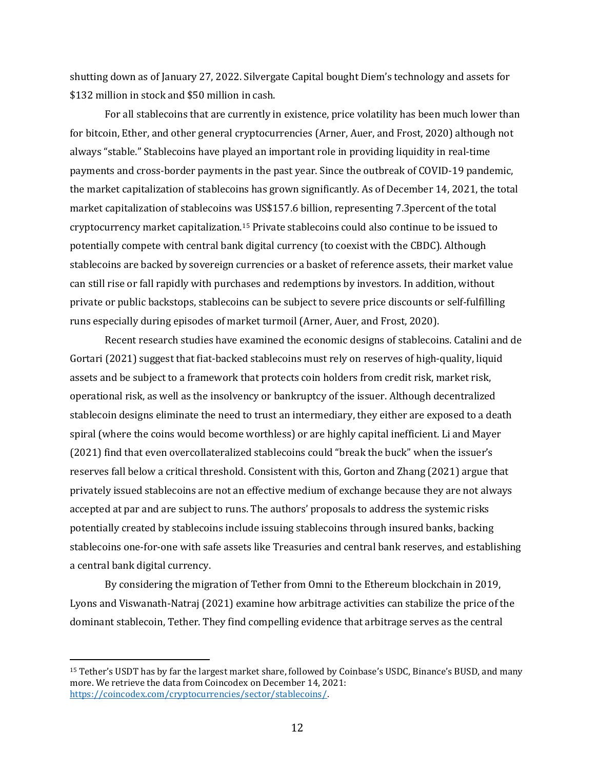shutting down as of January 27, 2022. Silvergate Capital bought Diem's technology and assets for $132 million in stock and $50 million in cash.

For all stablecoins that are currently in existence, price volatility has been much lower than for bitcoin, Ether, and other general cryptocurrencies (Arner, Auer, and Frost, 2020) although not always "stable." Stablecoins have played an important role in providing liquidity in real-time payments and cross-border payments in the past year. Since the outbreak of COVID-19 pandemic, the market capitalization of stablecoins has grown significantly. As of December 14, 2021, the total market capitalization of stablecoins was US$157.6 billion, representing 7.3percent of the total cryptocurrency market capitalization.[15] Private stablecoins could also continue to be issued to potentially compete with central bank digital currency (to coexist with the CBDC). Although stablecoins are backed by sovereign currencies or a basket of reference assets, their market value can still rise or fall rapidly with purchases and redemptions by investors. In addition, without private or public backstops, stablecoins can be subject to severe price discounts or self-fulfilling runs especially during episodes of market turmoil (Arner, Auer, and Frost, 2020).

Recent research studies have examined the economic designs of stablecoins. Catalini and de Gortari (2021) suggest that fiat-backed stablecoins must rely on reserves of high-quality, liquid assets and be subject to a framework that protects coin holders from credit risk, market risk, operational risk, as well as the insolvency or bankruptcy of the issuer. Although decentralized stablecoin designs eliminate the need to trust an intermediary, they either are exposed to a death spiral (where the coins would become worthless) or are highly capital inefficient. Li and Mayer (2021) find that even overcollateralized stablecoins could "break the buck" when the issuer's reserves fall below a critical threshold. Consistent with this, Gorton and Zhang (2021) argue that privately issued stablecoins are not an effective medium of exchange because they are not always accepted at par and are subject to runs. The authors' proposals to address the systemic risks potentially created by stablecoins include issuing stablecoins through insured banks, backing stablecoins one-for-one with safe assets like Treasuries and central bank reserves, and establishing a central bank digital currency.

By considering the migration of Tether from Omni to the Ethereum blockchain in 2019, Lyons and Viswanath-Natraj (2021) examine how arbitrage activities can stabilize the price of the dominant stablecoin, Tether. They find compelling evidence that arbitrage serves as the central

---

[15] Tether's USDT has by far the largest market share, followed by Coinbase's USDC, Binance's BUSD, and many more. We retrieve the data from Coincodex on December 14, 2021: https://coincodex.com/cryptocurrencies/sector/stablecoins/.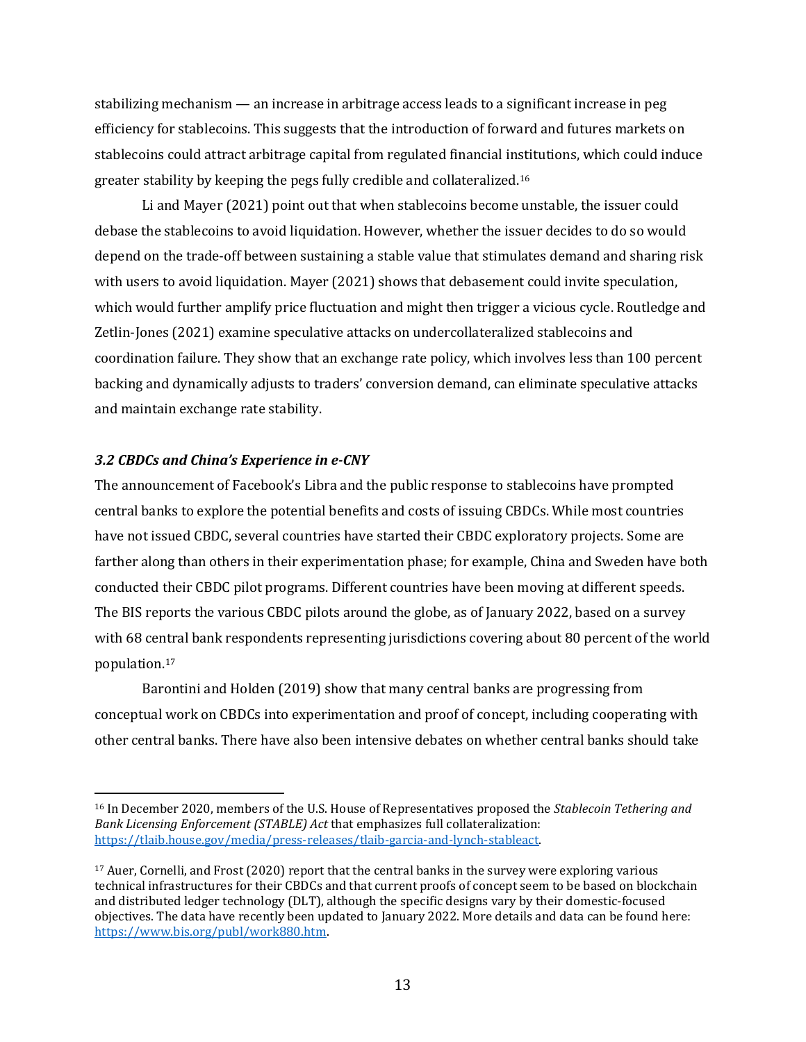stabilizing mechanism — an increase in arbitrage access leads to a significant increase in peg efficiency for stablecoins. This suggests that the introduction of forward and futures markets on stablecoins could attract arbitrage capital from regulated financial institutions, which could induce greater stability by keeping the pegs fully credible and collateralized.[16]

Li and Mayer (2021) point out that when stablecoins become unstable, the issuer could debase the stablecoins to avoid liquidation. However, whether the issuer decides to do so would depend on the trade-off between sustaining a stable value that stimulates demand and sharing risk with users to avoid liquidation. Mayer (2021) shows that debasement could invite speculation, which would further amplify price fluctuation and might then trigger a vicious cycle. Routledge and Zetlin-Jones (2021) examine speculative attacks on undercollateralized stablecoins and coordination failure. They show that an exchange rate policy, which involves less than 100 percent backing and dynamically adjusts to traders' conversion demand, can eliminate speculative attacks and maintain exchange rate stability.

### *3.2 CBDCs and China's Experience in e-CNY*

The announcement of Facebook's Libra and the public response to stablecoins have prompted central banks to explore the potential benefits and costs of issuing CBDCs. While most countries have not issued CBDC, several countries have started their CBDC exploratory projects. Some are farther along than others in their experimentation phase; for example, China and Sweden have both conducted their CBDC pilot programs. Different countries have been moving at different speeds. The BIS reports the various CBDC pilots around the globe, as of January 2022, based on a survey with 68 central bank respondents representing jurisdictions covering about 80 percent of the world population.[17]

Barontini and Holden (2019) show that many central banks are progressing from conceptual work on CBDCs into experimentation and proof of concept, including cooperating with other central banks. There have also been intensive debates on whether central banks should take

---

[16] In December 2020, members of the U.S. House of Representatives proposed the *Stablecoin Tethering and Bank Licensing Enforcement (STABLE) Act* that emphasizes full collateralization: https://tlaib.house.gov/media/press-releases/tlaib-garcia-and-lynch-stableact.

[17] Auer, Cornelli, and Frost (2020) report that the central banks in the survey were exploring various technical infrastructures for their CBDCs and that current proofs of concept seem to be based on blockchain and distributed ledger technology (DLT), although the specific designs vary by their domestic-focused objectives. The data have recently been updated to January 2022. More details and data can be found here: https://www.bis.org/publ/work880.htm.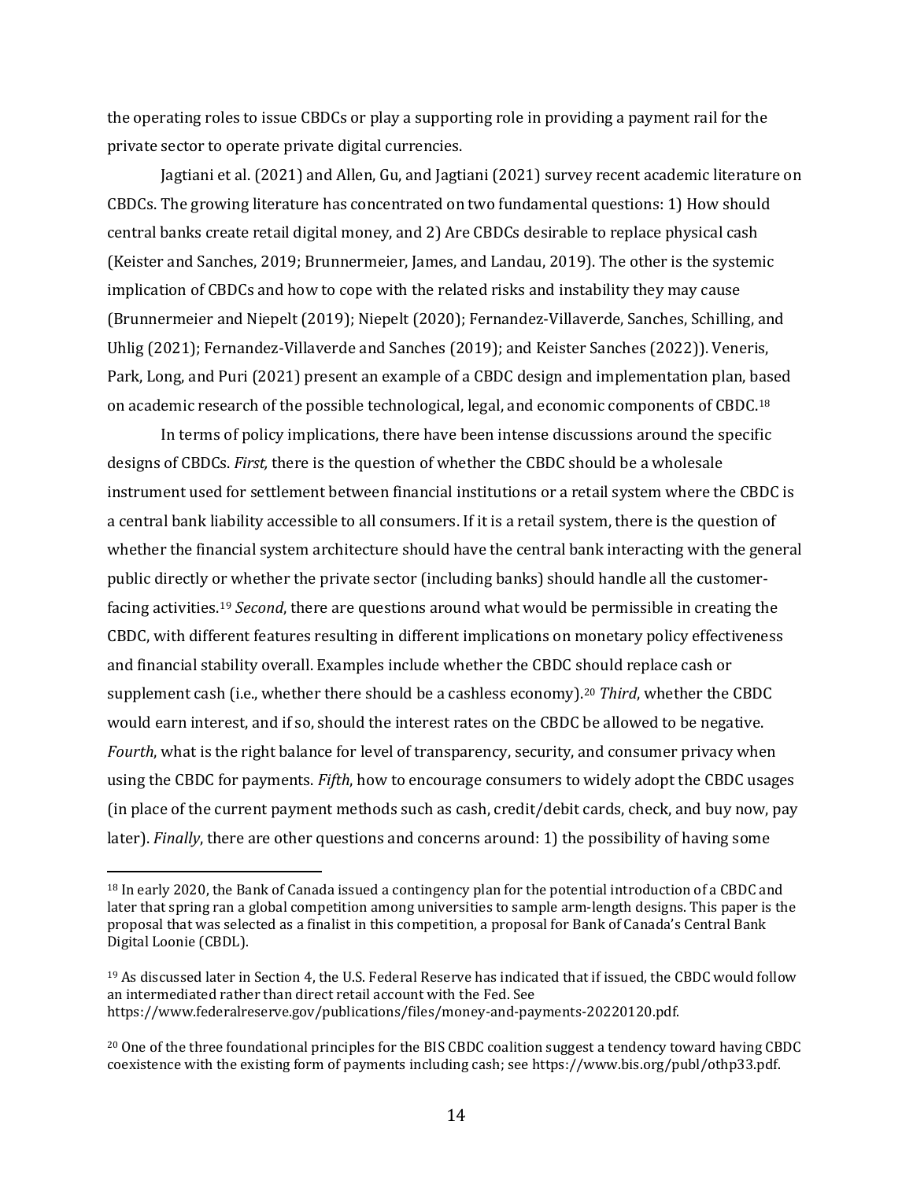the operating roles to issue CBDCs or play a supporting role in providing a payment rail for the private sector to operate private digital currencies.

Jagtiani et al. (2021) and Allen, Gu, and Jagtiani (2021) survey recent academic literature on CBDCs. The growing literature has concentrated on two fundamental questions: 1) How should central banks create retail digital money, and 2) Are CBDCs desirable to replace physical cash (Keister and Sanches, 2019; Brunnermeier, James, and Landau, 2019). The other is the systemic implication of CBDCs and how to cope with the related risks and instability they may cause (Brunnermeier and Niepelt (2019); Niepelt (2020); Fernandez-Villaverde, Sanches, Schilling, and Uhlig (2021); Fernandez-Villaverde and Sanches (2019); and Keister Sanches (2022)). Veneris, Park, Long, and Puri (2021) present an example of a CBDC design and implementation plan, based on academic research of the possible technological, legal, and economic components of CBDC.[18]

In terms of policy implications, there have been intense discussions around the specific designs of CBDCs. *First,* there is the question of whether the CBDC should be a wholesale instrument used for settlement between financial institutions or a retail system where the CBDC is a central bank liability accessible to all consumers. If it is a retail system, there is the question of whether the financial system architecture should have the central bank interacting with the general public directly or whether the private sector (including banks) should handle all the customer-facing activities.[19] *Second*, there are questions around what would be permissible in creating the CBDC, with different features resulting in different implications on monetary policy effectiveness and financial stability overall. Examples include whether the CBDC should replace cash or supplement cash (i.e., whether there should be a cashless economy).[20] *Third*, whether the CBDC would earn interest, and if so, should the interest rates on the CBDC be allowed to be negative. *Fourth*, what is the right balance for level of transparency, security, and consumer privacy when using the CBDC for payments. *Fifth*, how to encourage consumers to widely adopt the CBDC usages (in place of the current payment methods such as cash, credit/debit cards, check, and buy now, pay later). *Finally*, there are other questions and concerns around: 1) the possibility of having some

[18] In early 2020, the Bank of Canada issued a contingency plan for the potential introduction of a CBDC and later that spring ran a global competition among universities to sample arm-length designs. This paper is the proposal that was selected as a finalist in this competition, a proposal for Bank of Canada's Central Bank Digital Loonie (CBDL).

[19] As discussed later in Section 4, the U.S. Federal Reserve has indicated that if issued, the CBDC would follow an intermediated rather than direct retail account with the Fed. See https://www.federalreserve.gov/publications/files/money-and-payments-20220120.pdf.

[20] One of the three foundational principles for the BIS CBDC coalition suggest a tendency toward having CBDC coexistence with the existing form of payments including cash; see https://www.bis.org/publ/othp33.pdf.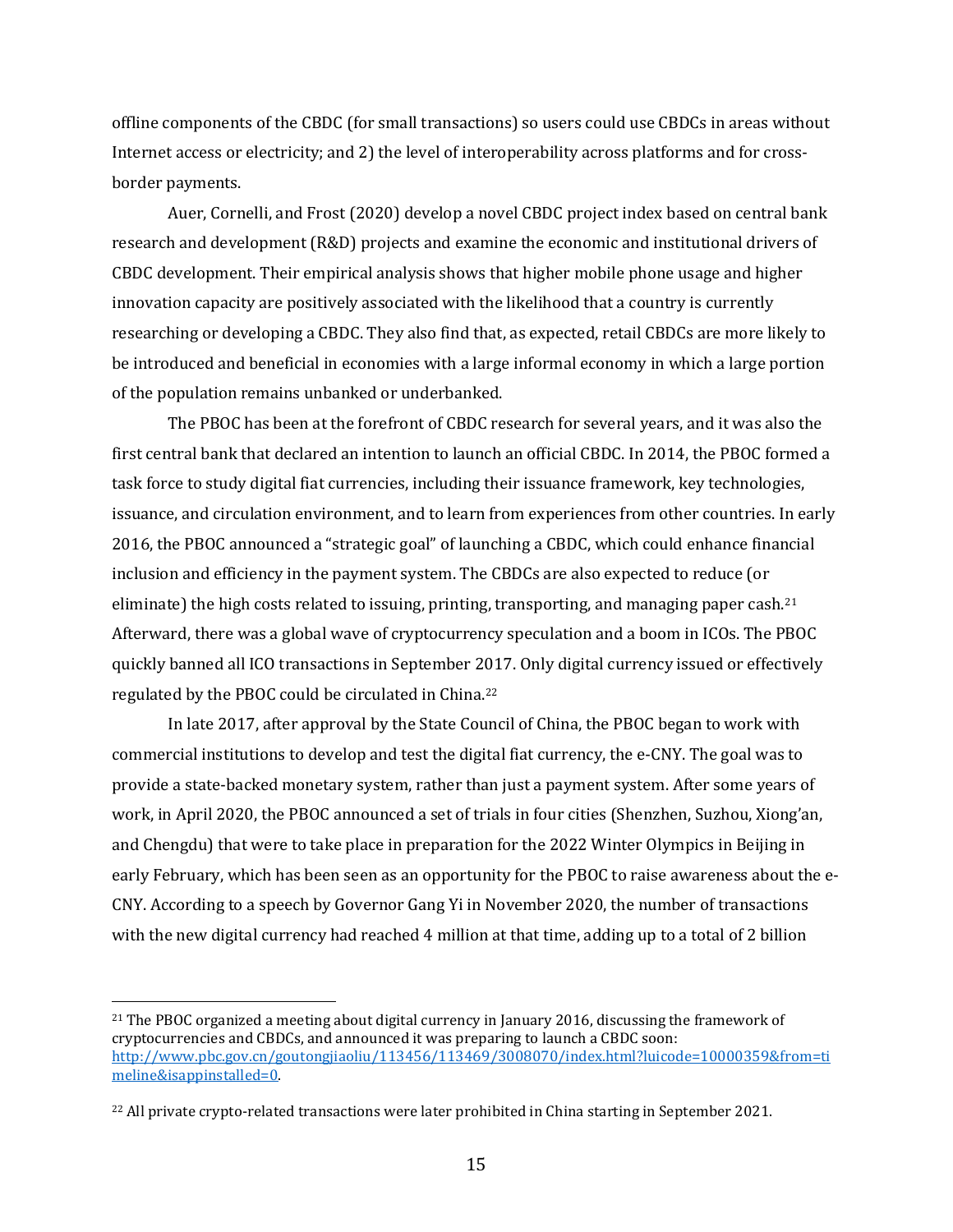offline components of the CBDC (for small transactions) so users could use CBDCs in areas without Internet access or electricity; and 2) the level of interoperability across platforms and for cross-border payments.

Auer, Cornelli, and Frost (2020) develop a novel CBDC project index based on central bank research and development (R&D) projects and examine the economic and institutional drivers of CBDC development. Their empirical analysis shows that higher mobile phone usage and higher innovation capacity are positively associated with the likelihood that a country is currently researching or developing a CBDC. They also find that, as expected, retail CBDCs are more likely to be introduced and beneficial in economies with a large informal economy in which a large portion of the population remains unbanked or underbanked.

The PBOC has been at the forefront of CBDC research for several years, and it was also the first central bank that declared an intention to launch an official CBDC. In 2014, the PBOC formed a task force to study digital fiat currencies, including their issuance framework, key technologies, issuance, and circulation environment, and to learn from experiences from other countries. In early 2016, the PBOC announced a "strategic goal" of launching a CBDC, which could enhance financial inclusion and efficiency in the payment system. The CBDCs are also expected to reduce (or eliminate) the high costs related to issuing, printing, transporting, and managing paper cash.[21] Afterward, there was a global wave of cryptocurrency speculation and a boom in ICOs. The PBOC quickly banned all ICO transactions in September 2017. Only digital currency issued or effectively regulated by the PBOC could be circulated in China.[22]

In late 2017, after approval by the State Council of China, the PBOC began to work with commercial institutions to develop and test the digital fiat currency, the e-CNY. The goal was to provide a state-backed monetary system, rather than just a payment system. After some years of work, in April 2020, the PBOC announced a set of trials in four cities (Shenzhen, Suzhou, Xiong'an, and Chengdu) that were to take place in preparation for the 2022 Winter Olympics in Beijing in early February, which has been seen as an opportunity for the PBOC to raise awareness about the e-CNY. According to a speech by Governor Gang Yi in November 2020, the number of transactions with the new digital currency had reached 4 million at that time, adding up to a total of 2 billion

---

[21] The PBOC organized a meeting about digital currency in January 2016, discussing the framework of cryptocurrencies and CBDCs, and announced it was preparing to launch a CBDC soon: http://www.pbc.gov.cn/goutongjiaoliu/113456/113469/3008070/index.html?luicode=10000359&from=timeline&isappinstalled=0.

[22] All private crypto-related transactions were later prohibited in China starting in September 2021.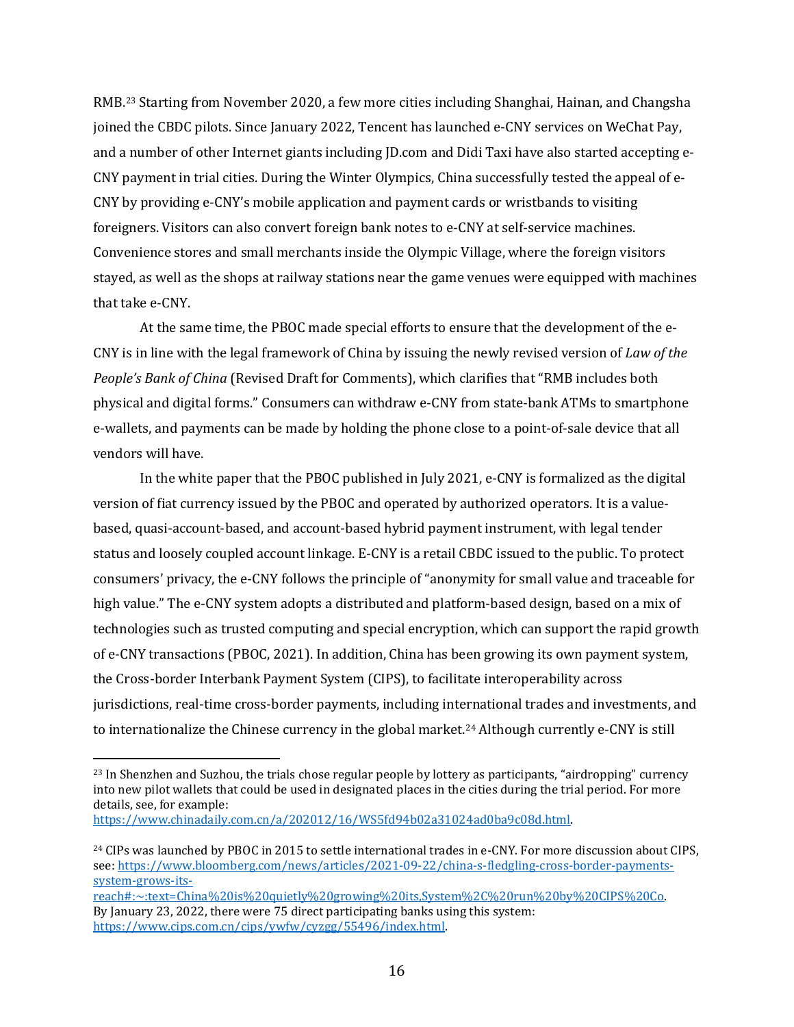RMB.[23] Starting from November 2020, a few more cities including Shanghai, Hainan, and Changsha joined the CBDC pilots. Since January 2022, Tencent has launched e-CNY services on WeChat Pay, and a number of other Internet giants including JD.com and Didi Taxi have also started accepting e-CNY payment in trial cities. During the Winter Olympics, China successfully tested the appeal of e-CNY by providing e-CNY's mobile application and payment cards or wristbands to visiting foreigners. Visitors can also convert foreign bank notes to e-CNY at self-service machines. Convenience stores and small merchants inside the Olympic Village, where the foreign visitors stayed, as well as the shops at railway stations near the game venues were equipped with machines that take e-CNY.

At the same time, the PBOC made special efforts to ensure that the development of the e-CNY is in line with the legal framework of China by issuing the newly revised version of *Law of the People's Bank of China* (Revised Draft for Comments), which clarifies that "RMB includes both physical and digital forms." Consumers can withdraw e-CNY from state-bank ATMs to smartphone e-wallets, and payments can be made by holding the phone close to a point-of-sale device that all vendors will have.

In the white paper that the PBOC published in July 2021, e-CNY is formalized as the digital version of fiat currency issued by the PBOC and operated by authorized operators. It is a value-based, quasi-account-based, and account-based hybrid payment instrument, with legal tender status and loosely coupled account linkage. E-CNY is a retail CBDC issued to the public. To protect consumers' privacy, the e-CNY follows the principle of "anonymity for small value and traceable for high value." The e-CNY system adopts a distributed and platform-based design, based on a mix of technologies such as trusted computing and special encryption, which can support the rapid growth of e-CNY transactions (PBOC, 2021). In addition, China has been growing its own payment system, the Cross-border Interbank Payment System (CIPS), to facilitate interoperability across jurisdictions, real-time cross-border payments, including international trades and investments, and to internationalize the Chinese currency in the global market.[24] Although currently e-CNY is still

---

[23] In Shenzhen and Suzhou, the trials chose regular people by lottery as participants, "airdropping" currency into new pilot wallets that could be used in designated places in the cities during the trial period. For more details, see, for example: https://www.chinadaily.com.cn/a/202012/16/WS5fd94b02a31024ad0ba9c08d.html.

[24] CIPs was launched by PBOC in 2015 to settle international trades in e-CNY. For more discussion about CIPS, see: https://www.bloomberg.com/news/articles/2021-09-22/china-s-fledgling-cross-border-payments-system-grows-its-reach#:~:text=China%20is%20quietly%20growing%20its,System%2C%20run%20by%20CIPS%20Co. By January 23, 2022, there were 75 direct participating banks using this system: https://www.cips.com.cn/cips/ywfw/cyzgg/55496/index.html.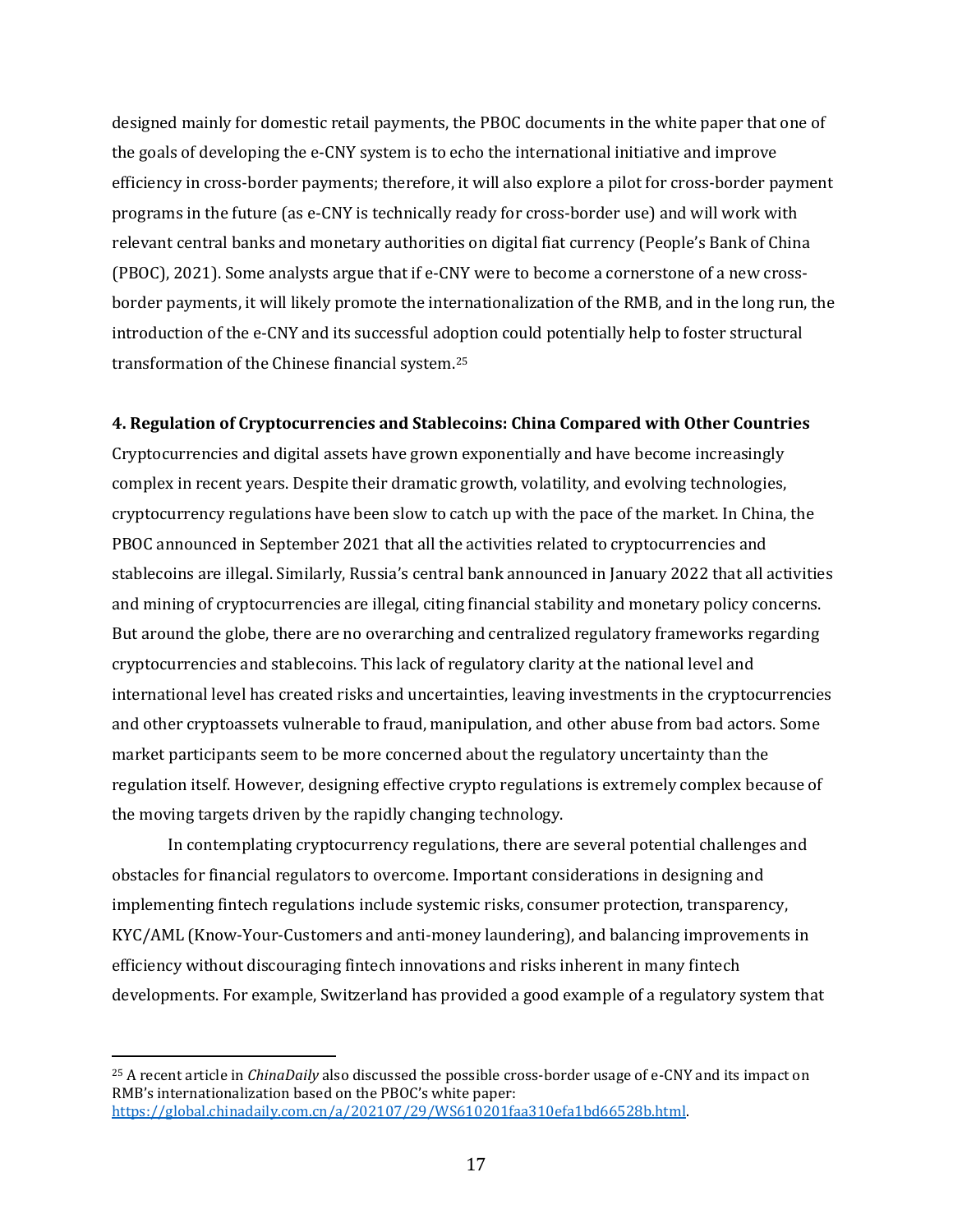designed mainly for domestic retail payments, the PBOC documents in the white paper that one of the goals of developing the e-CNY system is to echo the international initiative and improve efficiency in cross-border payments; therefore, it will also explore a pilot for cross-border payment programs in the future (as e-CNY is technically ready for cross-border use) and will work with relevant central banks and monetary authorities on digital fiat currency (People's Bank of China (PBOC), 2021). Some analysts argue that if e-CNY were to become a cornerstone of a new cross-border payments, it will likely promote the internationalization of the RMB, and in the long run, the introduction of the e-CNY and its successful adoption could potentially help to foster structural transformation of the Chinese financial system.[25]

**4. Regulation of Cryptocurrencies and Stablecoins: China Compared with Other Countries**

Cryptocurrencies and digital assets have grown exponentially and have become increasingly complex in recent years. Despite their dramatic growth, volatility, and evolving technologies, cryptocurrency regulations have been slow to catch up with the pace of the market. In China, the PBOC announced in September 2021 that all the activities related to cryptocurrencies and stablecoins are illegal. Similarly, Russia's central bank announced in January 2022 that all activities and mining of cryptocurrencies are illegal, citing financial stability and monetary policy concerns. But around the globe, there are no overarching and centralized regulatory frameworks regarding cryptocurrencies and stablecoins. This lack of regulatory clarity at the national level and international level has created risks and uncertainties, leaving investments in the cryptocurrencies and other cryptoassets vulnerable to fraud, manipulation, and other abuse from bad actors. Some market participants seem to be more concerned about the regulatory uncertainty than the regulation itself. However, designing effective crypto regulations is extremely complex because of the moving targets driven by the rapidly changing technology.

In contemplating cryptocurrency regulations, there are several potential challenges and obstacles for financial regulators to overcome. Important considerations in designing and implementing fintech regulations include systemic risks, consumer protection, transparency, KYC/AML (Know-Your-Customers and anti-money laundering), and balancing improvements in efficiency without discouraging fintech innovations and risks inherent in many fintech developments. For example, Switzerland has provided a good example of a regulatory system that

---

[25] A recent article in *ChinaDaily* also discussed the possible cross-border usage of e-CNY and its impact on RMB's internationalization based on the PBOC's white paper: https://global.chinadaily.com.cn/a/202107/29/WS610201faa310efa1bd66528b.html.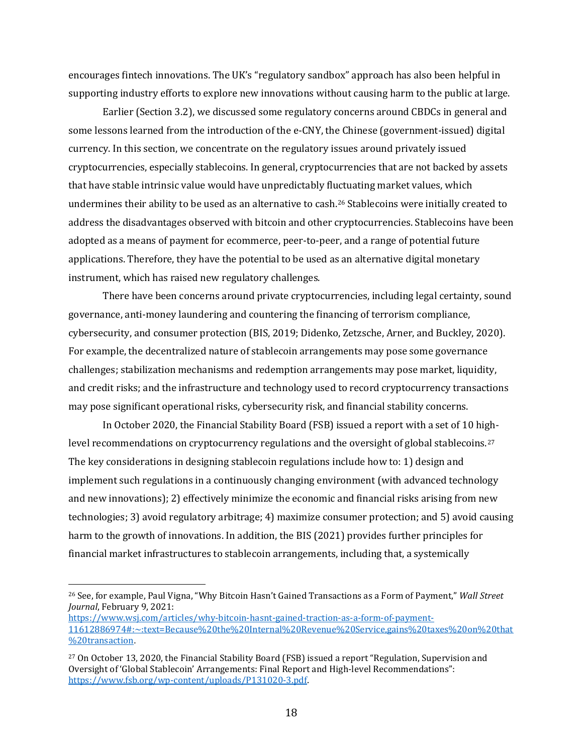encourages fintech innovations. The UK's "regulatory sandbox" approach has also been helpful in supporting industry efforts to explore new innovations without causing harm to the public at large.

Earlier (Section 3.2), we discussed some regulatory concerns around CBDCs in general and some lessons learned from the introduction of the e-CNY, the Chinese (government-issued) digital currency. In this section, we concentrate on the regulatory issues around privately issued cryptocurrencies, especially stablecoins. In general, cryptocurrencies that are not backed by assets that have stable intrinsic value would have unpredictably fluctuating market values, which undermines their ability to be used as an alternative to cash.[26] Stablecoins were initially created to address the disadvantages observed with bitcoin and other cryptocurrencies. Stablecoins have been adopted as a means of payment for ecommerce, peer-to-peer, and a range of potential future applications. Therefore, they have the potential to be used as an alternative digital monetary instrument, which has raised new regulatory challenges.

There have been concerns around private cryptocurrencies, including legal certainty, sound governance, anti-money laundering and countering the financing of terrorism compliance, cybersecurity, and consumer protection (BIS, 2019; Didenko, Zetzsche, Arner, and Buckley, 2020). For example, the decentralized nature of stablecoin arrangements may pose some governance challenges; stabilization mechanisms and redemption arrangements may pose market, liquidity, and credit risks; and the infrastructure and technology used to record cryptocurrency transactions may pose significant operational risks, cybersecurity risk, and financial stability concerns.

In October 2020, the Financial Stability Board (FSB) issued a report with a set of 10 high-level recommendations on cryptocurrency regulations and the oversight of global stablecoins.[27] The key considerations in designing stablecoin regulations include how to: 1) design and implement such regulations in a continuously changing environment (with advanced technology and new innovations); 2) effectively minimize the economic and financial risks arising from new technologies; 3) avoid regulatory arbitrage; 4) maximize consumer protection; and 5) avoid causing harm to the growth of innovations. In addition, the BIS (2021) provides further principles for financial market infrastructures to stablecoin arrangements, including that, a systemically

---

[26] See, for example, Paul Vigna, "Why Bitcoin Hasn't Gained Transactions as a Form of Payment," *Wall Street Journal*, February 9, 2021: https://www.wsj.com/articles/why-bitcoin-hasnt-gained-traction-as-a-form-of-payment-11612886974#:~:text=Because%20the%20Internal%20Revenue%20Service,gains%20taxes%20on%20that%20transaction.

[27] On October 13, 2020, the Financial Stability Board (FSB) issued a report "Regulation, Supervision and Oversight of 'Global Stablecoin' Arrangements: Final Report and High-level Recommendations": https://www.fsb.org/wp-content/uploads/P131020-3.pdf.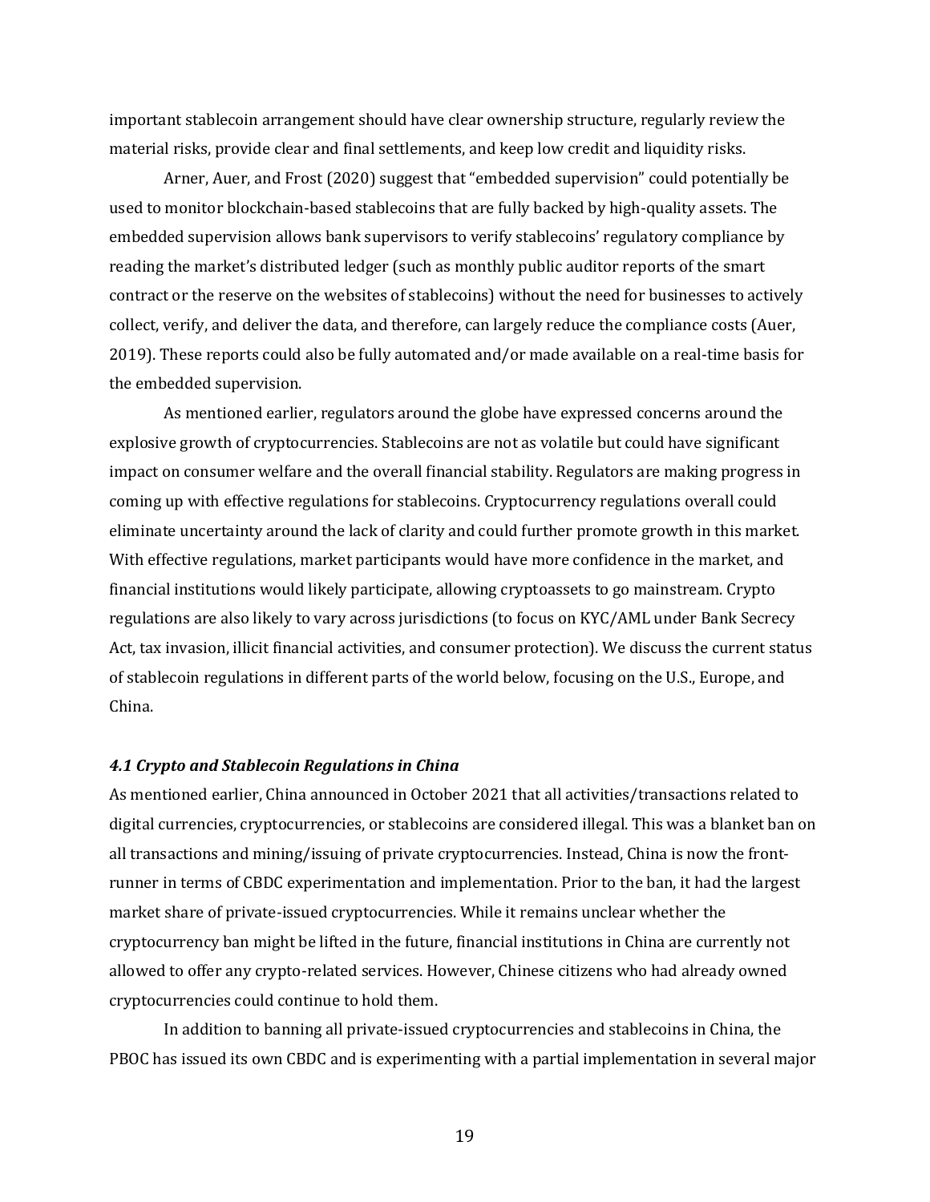important stablecoin arrangement should have clear ownership structure, regularly review the material risks, provide clear and final settlements, and keep low credit and liquidity risks.

Arner, Auer, and Frost (2020) suggest that "embedded supervision" could potentially be used to monitor blockchain-based stablecoins that are fully backed by high-quality assets. The embedded supervision allows bank supervisors to verify stablecoins' regulatory compliance by reading the market's distributed ledger (such as monthly public auditor reports of the smart contract or the reserve on the websites of stablecoins) without the need for businesses to actively collect, verify, and deliver the data, and therefore, can largely reduce the compliance costs (Auer, 2019). These reports could also be fully automated and/or made available on a real-time basis for the embedded supervision.

As mentioned earlier, regulators around the globe have expressed concerns around the explosive growth of cryptocurrencies. Stablecoins are not as volatile but could have significant impact on consumer welfare and the overall financial stability. Regulators are making progress in coming up with effective regulations for stablecoins. Cryptocurrency regulations overall could eliminate uncertainty around the lack of clarity and could further promote growth in this market. With effective regulations, market participants would have more confidence in the market, and financial institutions would likely participate, allowing cryptoassets to go mainstream. Crypto regulations are also likely to vary across jurisdictions (to focus on KYC/AML under Bank Secrecy Act, tax invasion, illicit financial activities, and consumer protection). We discuss the current status of stablecoin regulations in different parts of the world below, focusing on the U.S., Europe, and China.

### *4.1 Crypto and Stablecoin Regulations in China*

As mentioned earlier, China announced in October 2021 that all activities/transactions related to digital currencies, cryptocurrencies, or stablecoins are considered illegal. This was a blanket ban on all transactions and mining/issuing of private cryptocurrencies. Instead, China is now the front-runner in terms of CBDC experimentation and implementation. Prior to the ban, it had the largest market share of private-issued cryptocurrencies. While it remains unclear whether the cryptocurrency ban might be lifted in the future, financial institutions in China are currently not allowed to offer any crypto-related services. However, Chinese citizens who had already owned cryptocurrencies could continue to hold them.

In addition to banning all private-issued cryptocurrencies and stablecoins in China, the PBOC has issued its own CBDC and is experimenting with a partial implementation in several major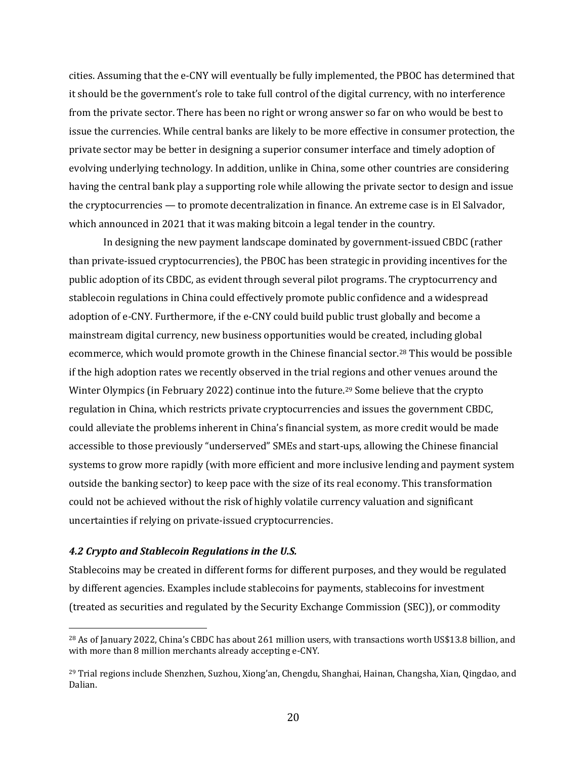cities. Assuming that the e-CNY will eventually be fully implemented, the PBOC has determined that it should be the government's role to take full control of the digital currency, with no interference from the private sector. There has been no right or wrong answer so far on who would be best to issue the currencies. While central banks are likely to be more effective in consumer protection, the private sector may be better in designing a superior consumer interface and timely adoption of evolving underlying technology. In addition, unlike in China, some other countries are considering having the central bank play a supporting role while allowing the private sector to design and issue the cryptocurrencies — to promote decentralization in finance. An extreme case is in El Salvador, which announced in 2021 that it was making bitcoin a legal tender in the country.

In designing the new payment landscape dominated by government-issued CBDC (rather than private-issued cryptocurrencies), the PBOC has been strategic in providing incentives for the public adoption of its CBDC, as evident through several pilot programs. The cryptocurrency and stablecoin regulations in China could effectively promote public confidence and a widespread adoption of e-CNY. Furthermore, if the e-CNY could build public trust globally and become a mainstream digital currency, new business opportunities would be created, including global ecommerce, which would promote growth in the Chinese financial sector.[28] This would be possible if the high adoption rates we recently observed in the trial regions and other venues around the Winter Olympics (in February 2022) continue into the future.[29] Some believe that the crypto regulation in China, which restricts private cryptocurrencies and issues the government CBDC, could alleviate the problems inherent in China's financial system, as more credit would be made accessible to those previously "underserved" SMEs and start-ups, allowing the Chinese financial systems to grow more rapidly (with more efficient and more inclusive lending and payment system outside the banking sector) to keep pace with the size of its real economy. This transformation could not be achieved without the risk of highly volatile currency valuation and significant uncertainties if relying on private-issued cryptocurrencies.

### *4.2 Crypto and Stablecoin Regulations in the U.S.*

Stablecoins may be created in different forms for different purposes, and they would be regulated by different agencies. Examples include stablecoins for payments, stablecoins for investment (treated as securities and regulated by the Security Exchange Commission (SEC)), or commodity

---

[28] As of January 2022, China's CBDC has about 261 million users, with transactions worth US$13.8 billion, and with more than 8 million merchants already accepting e-CNY.

[29] Trial regions include Shenzhen, Suzhou, Xiong'an, Chengdu, Shanghai, Hainan, Changsha, Xian, Qingdao, and Dalian.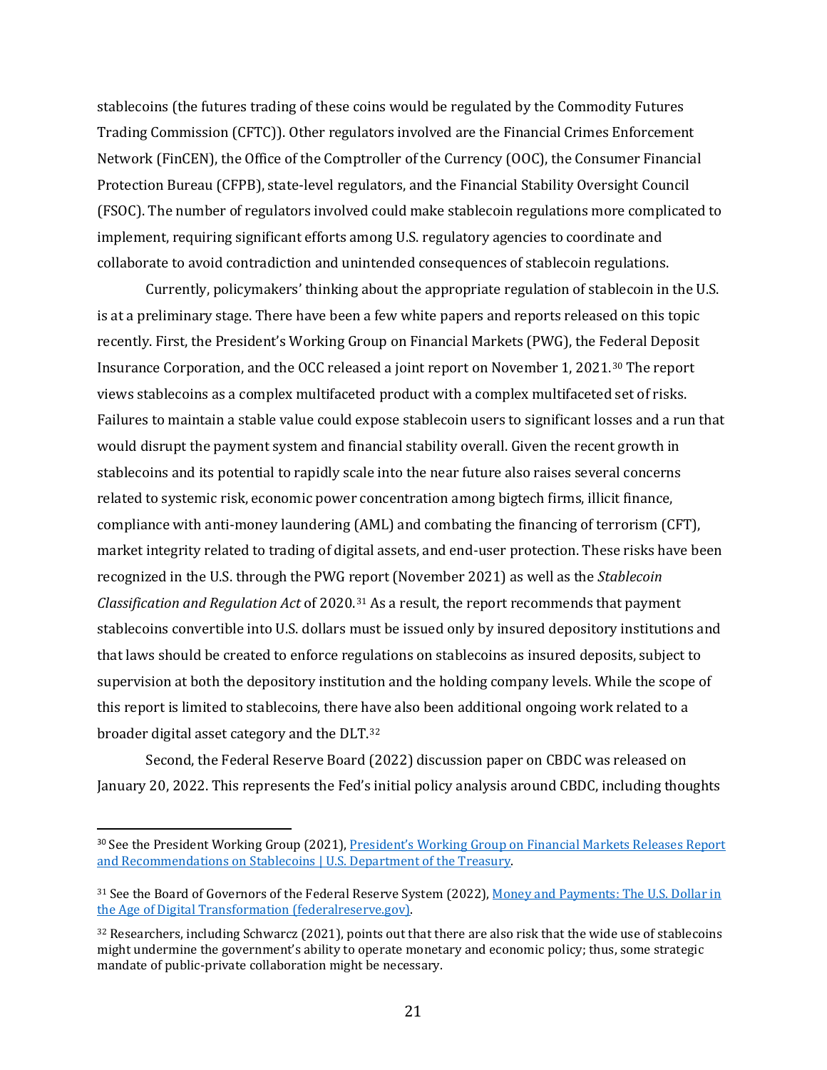stablecoins (the futures trading of these coins would be regulated by the Commodity Futures Trading Commission (CFTC)). Other regulators involved are the Financial Crimes Enforcement Network (FinCEN), the Office of the Comptroller of the Currency (OOC), the Consumer Financial Protection Bureau (CFPB), state-level regulators, and the Financial Stability Oversight Council (FSOC). The number of regulators involved could make stablecoin regulations more complicated to implement, requiring significant efforts among U.S. regulatory agencies to coordinate and collaborate to avoid contradiction and unintended consequences of stablecoin regulations.

Currently, policymakers' thinking about the appropriate regulation of stablecoin in the U.S. is at a preliminary stage. There have been a few white papers and reports released on this topic recently. First, the President's Working Group on Financial Markets (PWG), the Federal Deposit Insurance Corporation, and the OCC released a joint report on November 1, 2021.[30] The report views stablecoins as a complex multifaceted product with a complex multifaceted set of risks. Failures to maintain a stable value could expose stablecoin users to significant losses and a run that would disrupt the payment system and financial stability overall. Given the recent growth in stablecoins and its potential to rapidly scale into the near future also raises several concerns related to systemic risk, economic power concentration among bigtech firms, illicit finance, compliance with anti-money laundering (AML) and combating the financing of terrorism (CFT), market integrity related to trading of digital assets, and end-user protection. These risks have been recognized in the U.S. through the PWG report (November 2021) as well as the *Stablecoin Classification and Regulation Act* of 2020.[31] As a result, the report recommends that payment stablecoins convertible into U.S. dollars must be issued only by insured depository institutions and that laws should be created to enforce regulations on stablecoins as insured deposits, subject to supervision at both the depository institution and the holding company levels. While the scope of this report is limited to stablecoins, there have also been additional ongoing work related to a broader digital asset category and the DLT.[32]

Second, the Federal Reserve Board (2022) discussion paper on CBDC was released on January 20, 2022. This represents the Fed's initial policy analysis around CBDC, including thoughts

---

[30] See the President Working Group (2021), [President's Working Group on Financial Markets Releases Report and Recommendations on Stablecoins | U.S. Department of the Treasury]().

[31] See the Board of Governors of the Federal Reserve System (2022), [Money and Payments: The U.S. Dollar in the Age of Digital Transformation (federalreserve.gov)]().

[32] Researchers, including Schwarcz (2021), point out that there are also risk that the wide use of stablecoins might undermine the government's ability to operate monetary and economic policy; thus, some strategic mandate of public-private collaboration might be necessary.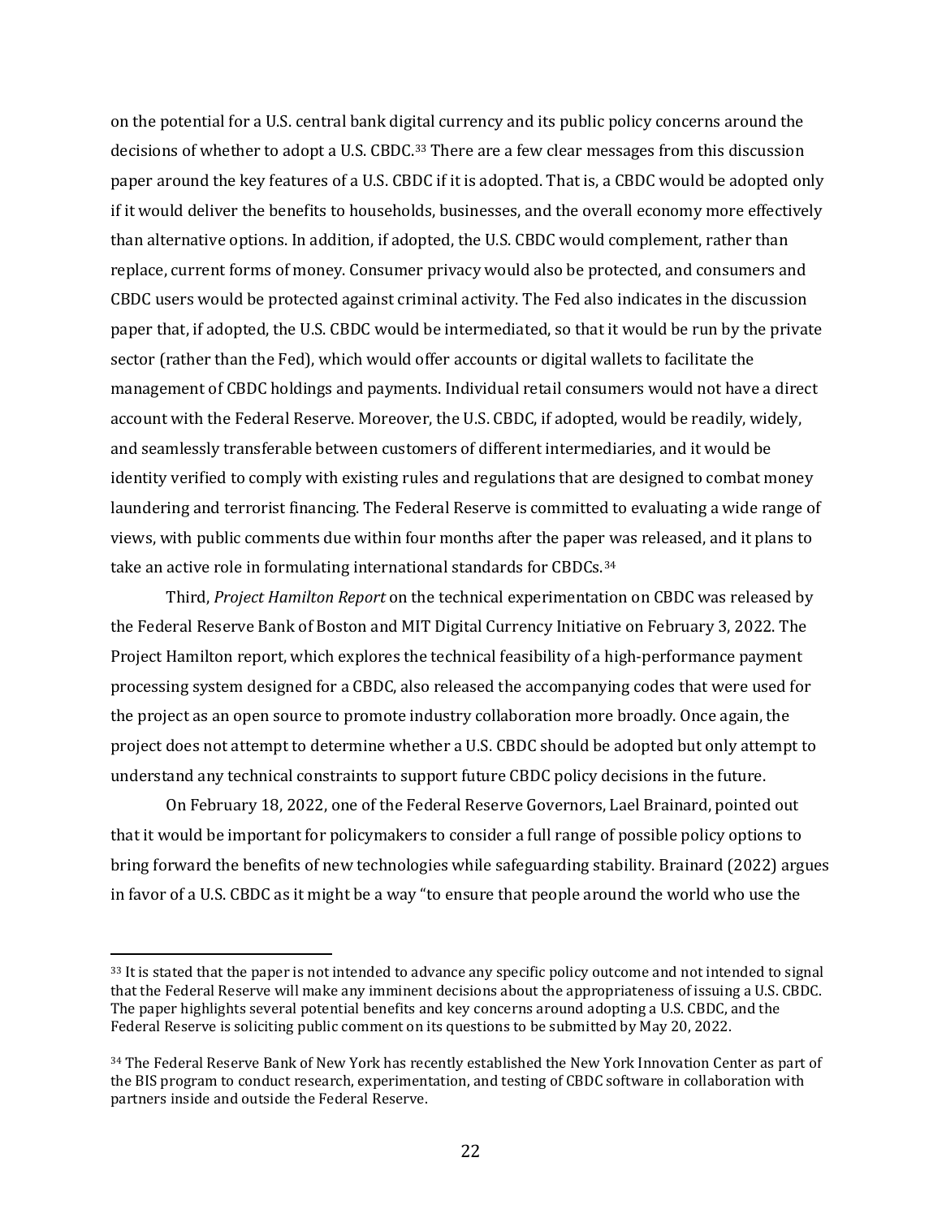on the potential for a U.S. central bank digital currency and its public policy concerns around the decisions of whether to adopt a U.S. CBDC.[33] There are a few clear messages from this discussion paper around the key features of a U.S. CBDC if it is adopted. That is, a CBDC would be adopted only if it would deliver the benefits to households, businesses, and the overall economy more effectively than alternative options. In addition, if adopted, the U.S. CBDC would complement, rather than replace, current forms of money. Consumer privacy would also be protected, and consumers and CBDC users would be protected against criminal activity. The Fed also indicates in the discussion paper that, if adopted, the U.S. CBDC would be intermediated, so that it would be run by the private sector (rather than the Fed), which would offer accounts or digital wallets to facilitate the management of CBDC holdings and payments. Individual retail consumers would not have a direct account with the Federal Reserve. Moreover, the U.S. CBDC, if adopted, would be readily, widely, and seamlessly transferable between customers of different intermediaries, and it would be identity verified to comply with existing rules and regulations that are designed to combat money laundering and terrorist financing. The Federal Reserve is committed to evaluating a wide range of views, with public comments due within four months after the paper was released, and it plans to take an active role in formulating international standards for CBDCs.[34]

Third, *Project Hamilton Report* on the technical experimentation on CBDC was released by the Federal Reserve Bank of Boston and MIT Digital Currency Initiative on February 3, 2022. The Project Hamilton report, which explores the technical feasibility of a high-performance payment processing system designed for a CBDC, also released the accompanying codes that were used for the project as an open source to promote industry collaboration more broadly. Once again, the project does not attempt to determine whether a U.S. CBDC should be adopted but only attempt to understand any technical constraints to support future CBDC policy decisions in the future.

On February 18, 2022, one of the Federal Reserve Governors, Lael Brainard, pointed out that it would be important for policymakers to consider a full range of possible policy options to bring forward the benefits of new technologies while safeguarding stability. Brainard (2022) argues in favor of a U.S. CBDC as it might be a way "to ensure that people around the world who use the

---

[33] It is stated that the paper is not intended to advance any specific policy outcome and not intended to signal that the Federal Reserve will make any imminent decisions about the appropriateness of issuing a U.S. CBDC. The paper highlights several potential benefits and key concerns around adopting a U.S. CBDC, and the Federal Reserve is soliciting public comment on its questions to be submitted by May 20, 2022.

[34] The Federal Reserve Bank of New York has recently established the New York Innovation Center as part of the BIS program to conduct research, experimentation, and testing of CBDC software in collaboration with partners inside and outside the Federal Reserve.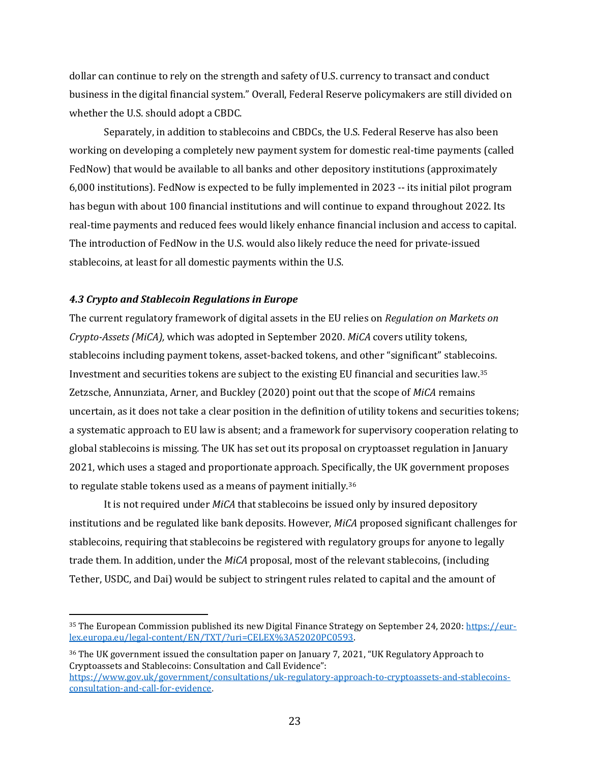dollar can continue to rely on the strength and safety of U.S. currency to transact and conduct business in the digital financial system." Overall, Federal Reserve policymakers are still divided on whether the U.S. should adopt a CBDC.

Separately, in addition to stablecoins and CBDCs, the U.S. Federal Reserve has also been working on developing a completely new payment system for domestic real-time payments (called FedNow) that would be available to all banks and other depository institutions (approximately 6,000 institutions). FedNow is expected to be fully implemented in 2023 -- its initial pilot program has begun with about 100 financial institutions and will continue to expand throughout 2022. Its real-time payments and reduced fees would likely enhance financial inclusion and access to capital. The introduction of FedNow in the U.S. would also likely reduce the need for private-issued stablecoins, at least for all domestic payments within the U.S.

### *4.3 Crypto and Stablecoin Regulations in Europe*

The current regulatory framework of digital assets in the EU relies on *Regulation on Markets on Crypto-Assets (MiCA),* which was adopted in September 2020. *MiCA* covers utility tokens, stablecoins including payment tokens, asset-backed tokens, and other "significant" stablecoins. Investment and securities tokens are subject to the existing EU financial and securities law.[35] Zetzsche, Annunziata, Arner, and Buckley (2020) point out that the scope of *MiCA* remains uncertain, as it does not take a clear position in the definition of utility tokens and securities tokens; a systematic approach to EU law is absent; and a framework for supervisory cooperation relating to global stablecoins is missing. The UK has set out its proposal on cryptoasset regulation in January 2021, which uses a staged and proportionate approach. Specifically, the UK government proposes to regulate stable tokens used as a means of payment initially.[36]

It is not required under *MiCA* that stablecoins be issued only by insured depository institutions and be regulated like bank deposits. However, *MiCA* proposed significant challenges for stablecoins, requiring that stablecoins be registered with regulatory groups for anyone to legally trade them. In addition, under the *MiCA* proposal, most of the relevant stablecoins, (including Tether, USDC, and Dai) would be subject to stringent rules related to capital and the amount of

---

[35] The European Commission published its new Digital Finance Strategy on September 24, 2020: https://eur-lex.europa.eu/legal-content/EN/TXT/?uri=CELEX%3A52020PC0593.

[36] The UK government issued the consultation paper on January 7, 2021, "UK Regulatory Approach to Cryptoassets and Stablecoins: Consultation and Call Evidence": https://www.gov.uk/government/consultations/uk-regulatory-approach-to-cryptoassets-and-stablecoins-consultation-and-call-for-evidence.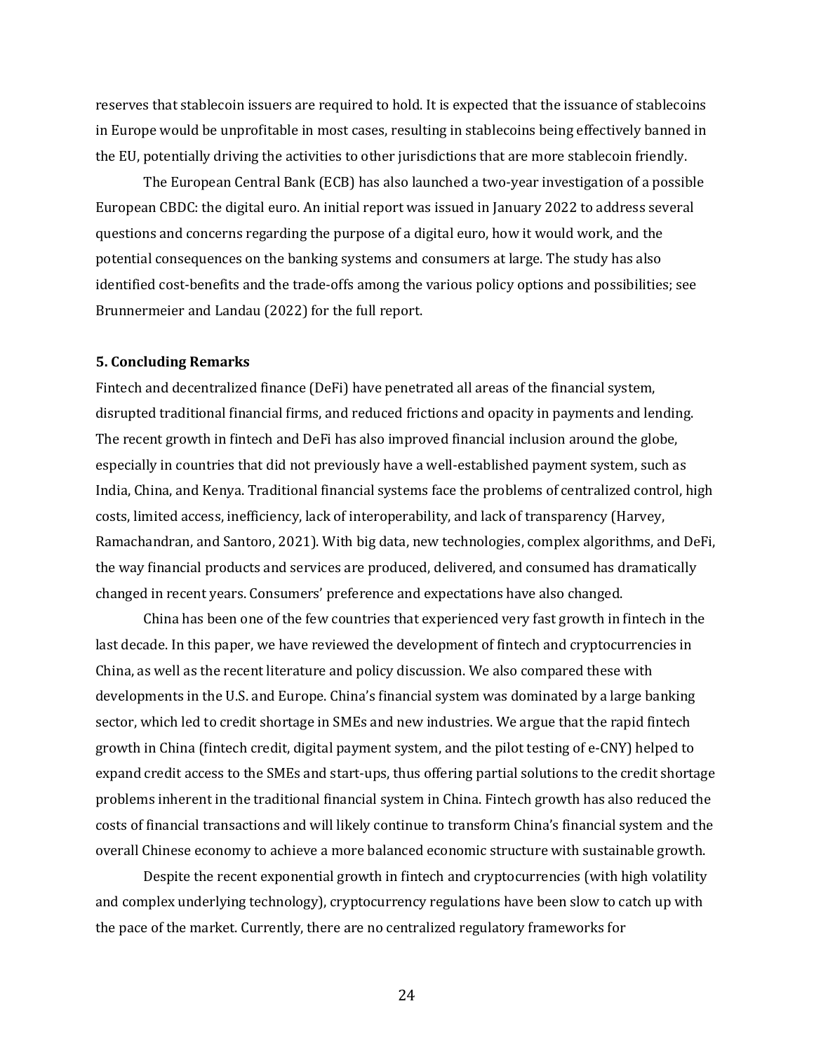reserves that stablecoin issuers are required to hold. It is expected that the issuance of stablecoins in Europe would be unprofitable in most cases, resulting in stablecoins being effectively banned in the EU, potentially driving the activities to other jurisdictions that are more stablecoin friendly.

The European Central Bank (ECB) has also launched a two-year investigation of a possible European CBDC: the digital euro. An initial report was issued in January 2022 to address several questions and concerns regarding the purpose of a digital euro, how it would work, and the potential consequences on the banking systems and consumers at large. The study has also identified cost-benefits and the trade-offs among the various policy options and possibilities; see Brunnermeier and Landau (2022) for the full report.

## 5. Concluding Remarks

Fintech and decentralized finance (DeFi) have penetrated all areas of the financial system, disrupted traditional financial firms, and reduced frictions and opacity in payments and lending. The recent growth in fintech and DeFi has also improved financial inclusion around the globe, especially in countries that did not previously have a well-established payment system, such as India, China, and Kenya. Traditional financial systems face the problems of centralized control, high costs, limited access, inefficiency, lack of interoperability, and lack of transparency (Harvey, Ramachandran, and Santoro, 2021). With big data, new technologies, complex algorithms, and DeFi, the way financial products and services are produced, delivered, and consumed has dramatically changed in recent years. Consumers' preference and expectations have also changed.

China has been one of the few countries that experienced very fast growth in fintech in the last decade. In this paper, we have reviewed the development of fintech and cryptocurrencies in China, as well as the recent literature and policy discussion. We also compared these with developments in the U.S. and Europe. China's financial system was dominated by a large banking sector, which led to credit shortage in SMEs and new industries. We argue that the rapid fintech growth in China (fintech credit, digital payment system, and the pilot testing of e-CNY) helped to expand credit access to the SMEs and start-ups, thus offering partial solutions to the credit shortage problems inherent in the traditional financial system in China. Fintech growth has also reduced the costs of financial transactions and will likely continue to transform China's financial system and the overall Chinese economy to achieve a more balanced economic structure with sustainable growth.

Despite the recent exponential growth in fintech and cryptocurrencies (with high volatility and complex underlying technology), cryptocurrency regulations have been slow to catch up with the pace of the market. Currently, there are no centralized regulatory frameworks for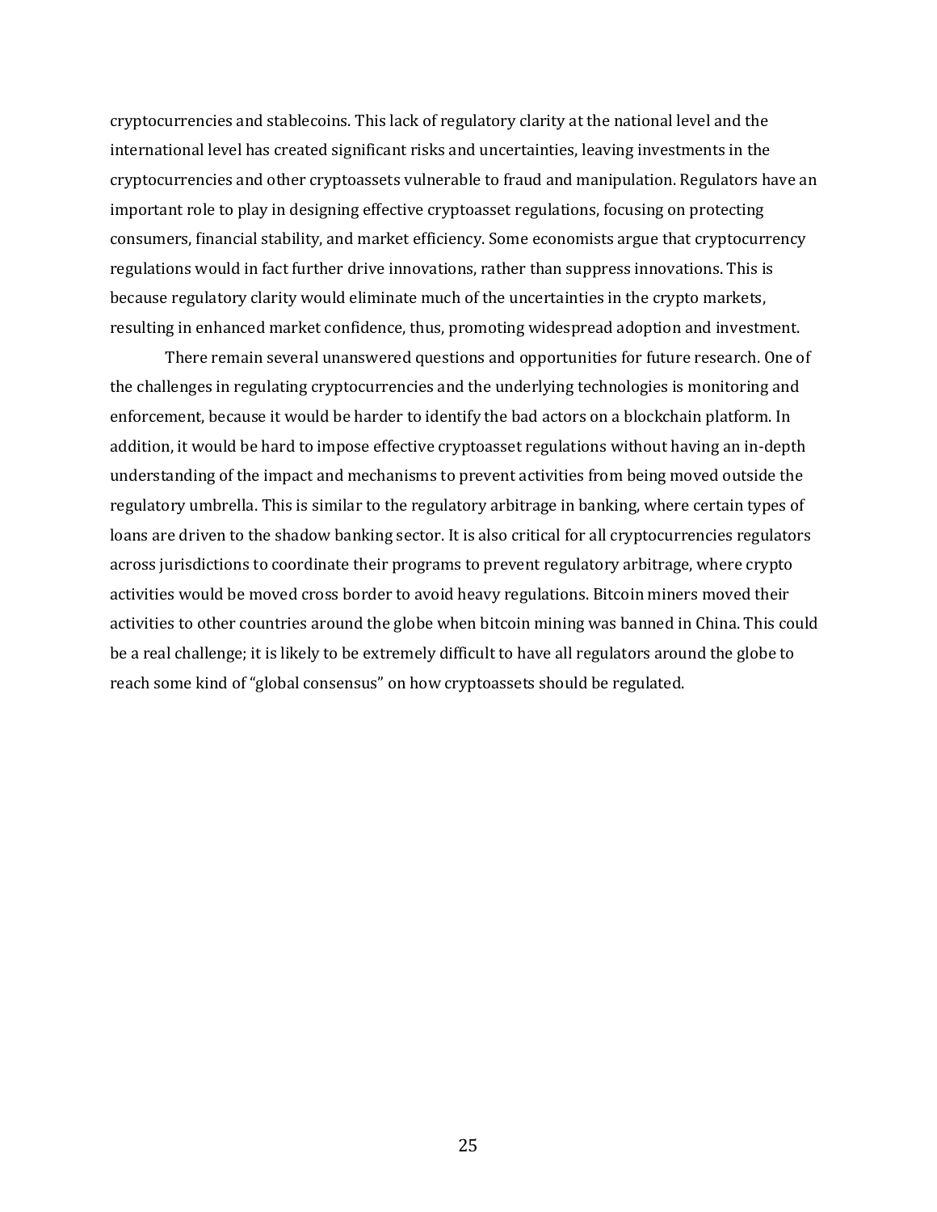cryptocurrencies and stablecoins. This lack of regulatory clarity at the national level and the international level has created significant risks and uncertainties, leaving investments in the cryptocurrencies and other cryptoassets vulnerable to fraud and manipulation. Regulators have an important role to play in designing effective cryptoasset regulations, focusing on protecting consumers, financial stability, and market efficiency. Some economists argue that cryptocurrency regulations would in fact further drive innovations, rather than suppress innovations. This is because regulatory clarity would eliminate much of the uncertainties in the crypto markets, resulting in enhanced market confidence, thus, promoting widespread adoption and investment.

There remain several unanswered questions and opportunities for future research. One of the challenges in regulating cryptocurrencies and the underlying technologies is monitoring and enforcement, because it would be harder to identify the bad actors on a blockchain platform. In addition, it would be hard to impose effective cryptoasset regulations without having an in-depth understanding of the impact and mechanisms to prevent activities from being moved outside the regulatory umbrella. This is similar to the regulatory arbitrage in banking, where certain types of loans are driven to the shadow banking sector. It is also critical for all cryptocurrencies regulators across jurisdictions to coordinate their programs to prevent regulatory arbitrage, where crypto activities would be moved cross border to avoid heavy regulations. Bitcoin miners moved their activities to other countries around the globe when bitcoin mining was banned in China. This could be a real challenge; it is likely to be extremely difficult to have all regulators around the globe to reach some kind of "global consensus" on how cryptoassets should be regulated.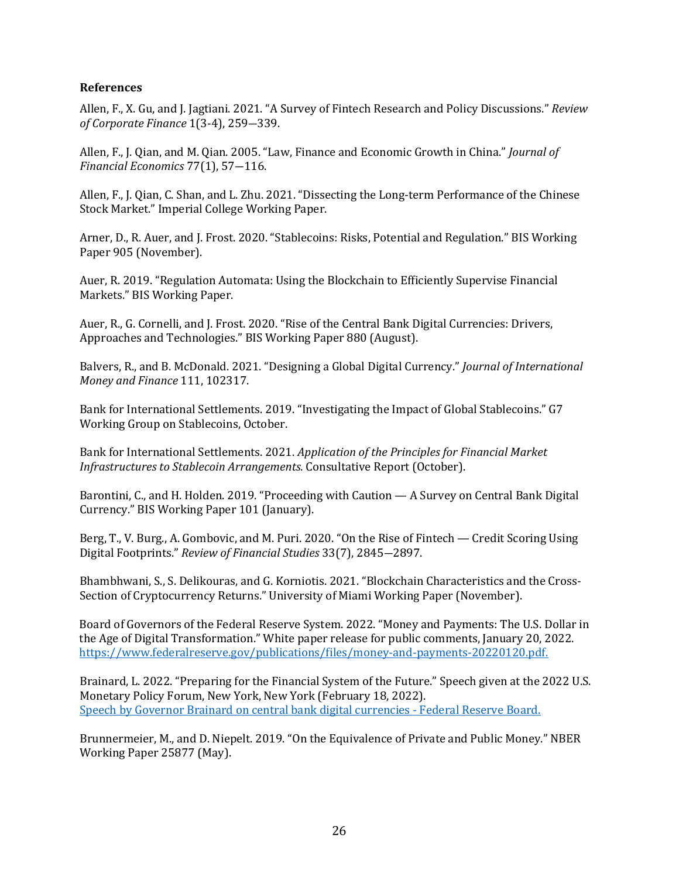**References**

Allen, F., X. Gu, and J. Jagtiani. 2021. "A Survey of Fintech Research and Policy Discussions." *Review of Corporate Finance* 1(3-4), 259—339.

Allen, F., J. Qian, and M. Qian. 2005. "Law, Finance and Economic Growth in China." *Journal of Financial Economics* 77(1), 57—116.

Allen, F., J. Qian, C. Shan, and L. Zhu. 2021. "Dissecting the Long-term Performance of the Chinese Stock Market." Imperial College Working Paper.

Arner, D., R. Auer, and J. Frost. 2020. "Stablecoins: Risks, Potential and Regulation." BIS Working Paper 905 (November).

Auer, R. 2019. "Regulation Automata: Using the Blockchain to Efficiently Supervise Financial Markets." BIS Working Paper.

Auer, R., G. Cornelli, and J. Frost. 2020. "Rise of the Central Bank Digital Currencies: Drivers, Approaches and Technologies." BIS Working Paper 880 (August).

Balvers, R., and B. McDonald. 2021. "Designing a Global Digital Currency." *Journal of International Money and Finance* 111, 102317.

Bank for International Settlements. 2019. "Investigating the Impact of Global Stablecoins." G7 Working Group on Stablecoins, October.

Bank for International Settlements. 2021. *Application of the Principles for Financial Market Infrastructures to Stablecoin Arrangements.* Consultative Report (October).

Barontini, C., and H. Holden. 2019. "Proceeding with Caution — A Survey on Central Bank Digital Currency." BIS Working Paper 101 (January).

Berg, T., V. Burg., A. Gombovic, and M. Puri. 2020. "On the Rise of Fintech — Credit Scoring Using Digital Footprints." *Review of Financial Studies* 33(7), 2845—2897.

Bhambhwani, S., S. Delikouras, and G. Korniotis. 2021. "Blockchain Characteristics and the Cross-Section of Cryptocurrency Returns." University of Miami Working Paper (November).

Board of Governors of the Federal Reserve System. 2022. "Money and Payments: The U.S. Dollar in the Age of Digital Transformation." White paper release for public comments, January 20, 2022. https://www.federalreserve.gov/publications/files/money-and-payments-20220120.pdf.

Brainard, L. 2022. "Preparing for the Financial System of the Future." Speech given at the 2022 U.S. Monetary Policy Forum, New York, New York (February 18, 2022). Speech by Governor Brainard on central bank digital currencies - Federal Reserve Board.

Brunnermeier, M., and D. Niepelt. 2019. "On the Equivalence of Private and Public Money." NBER Working Paper 25877 (May).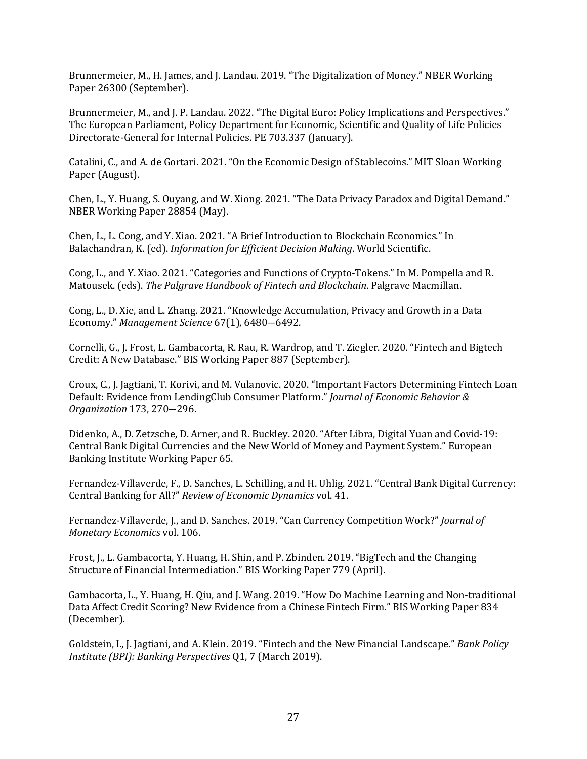Brunnermeier, M., H. James, and J. Landau. 2019. "The Digitalization of Money." NBER Working Paper 26300 (September).

Brunnermeier, M., and J. P. Landau. 2022. "The Digital Euro: Policy Implications and Perspectives." The European Parliament, Policy Department for Economic, Scientific and Quality of Life Policies Directorate-General for Internal Policies. PE 703.337 (January).

Catalini, C., and A. de Gortari. 2021. "On the Economic Design of Stablecoins." MIT Sloan Working Paper (August).

Chen, L., Y. Huang, S. Ouyang, and W. Xiong. 2021. "The Data Privacy Paradox and Digital Demand." NBER Working Paper 28854 (May).

Chen, L., L. Cong, and Y. Xiao. 2021. "A Brief Introduction to Blockchain Economics." In Balachandran, K. (ed). *Information for Efficient Decision Making*. World Scientific.

Cong, L., and Y. Xiao. 2021. "Categories and Functions of Crypto-Tokens." In M. Pompella and R. Matousek. (eds). *The Palgrave Handbook of Fintech and Blockchain*. Palgrave Macmillan.

Cong, L., D. Xie, and L. Zhang. 2021. "Knowledge Accumulation, Privacy and Growth in a Data Economy." *Management Science* 67(1), 6480—6492.

Cornelli, G., J. Frost, L. Gambacorta, R. Rau, R. Wardrop, and T. Ziegler. 2020. "Fintech and Bigtech Credit: A New Database." BIS Working Paper 887 (September).

Croux, C., J. Jagtiani, T. Korivi, and M. Vulanovic. 2020. "Important Factors Determining Fintech Loan Default: Evidence from LendingClub Consumer Platform." *Journal of Economic Behavior & Organization* 173, 270—296.

Didenko, A., D. Zetzsche, D. Arner, and R. Buckley. 2020. "After Libra, Digital Yuan and Covid-19: Central Bank Digital Currencies and the New World of Money and Payment System." European Banking Institute Working Paper 65.

Fernandez-Villaverde, F., D. Sanches, L. Schilling, and H. Uhlig. 2021. "Central Bank Digital Currency: Central Banking for All?" *Review of Economic Dynamics* vol. 41.

Fernandez-Villaverde, J., and D. Sanches. 2019. "Can Currency Competition Work?" *Journal of Monetary Economics* vol. 106.

Frost, J., L. Gambacorta, Y. Huang, H. Shin, and P. Zbinden. 2019. "BigTech and the Changing Structure of Financial Intermediation." BIS Working Paper 779 (April).

Gambacorta, L., Y. Huang, H. Qiu, and J. Wang. 2019. "How Do Machine Learning and Non-traditional Data Affect Credit Scoring? New Evidence from a Chinese Fintech Firm." BIS Working Paper 834 (December).

Goldstein, I., J. Jagtiani, and A. Klein. 2019. "Fintech and the New Financial Landscape." *Bank Policy Institute (BPI): Banking Perspectives* Q1, 7 (March 2019).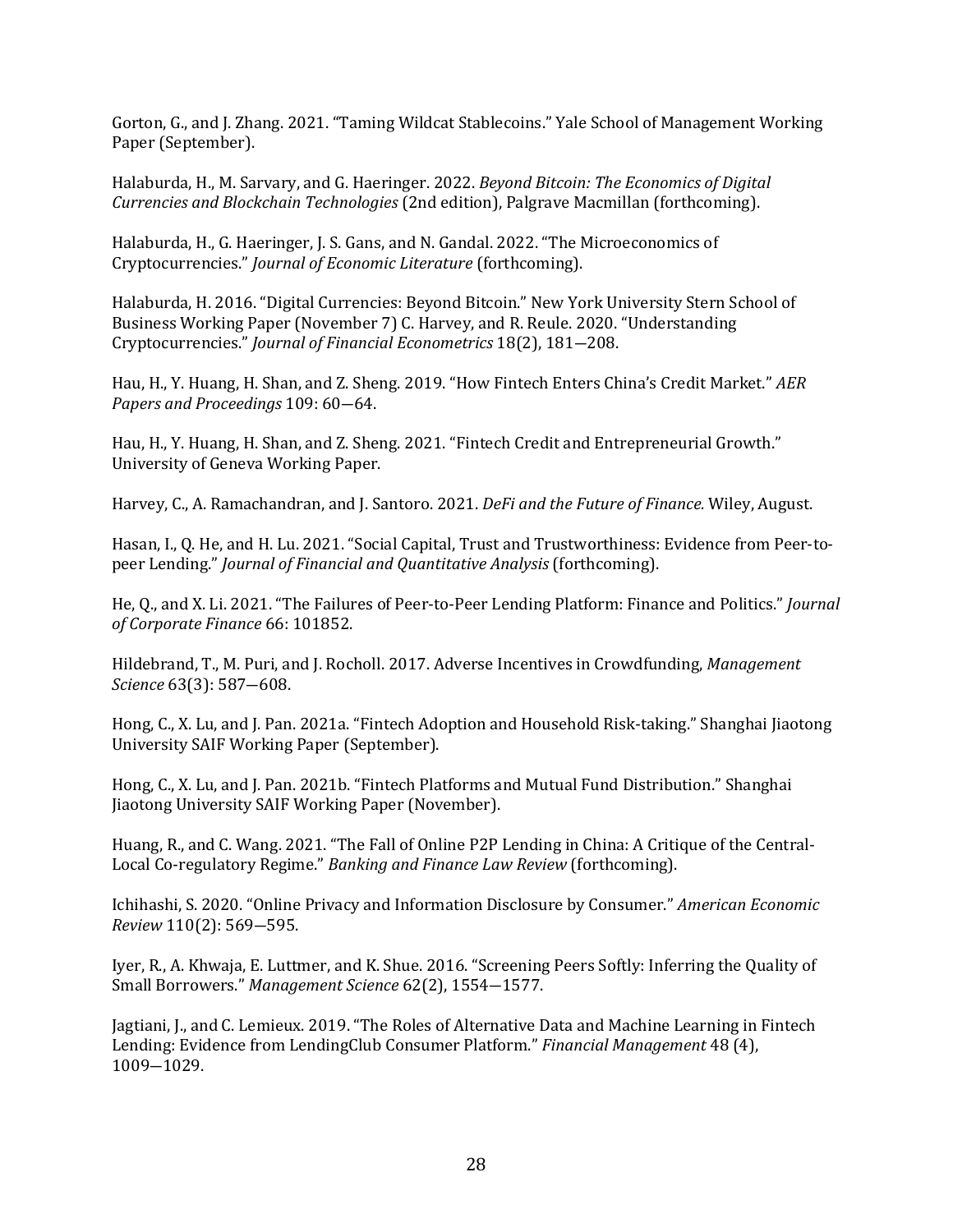Gorton, G., and J. Zhang. 2021. "Taming Wildcat Stablecoins." Yale School of Management Working Paper (September).

Halaburda, H., M. Sarvary, and G. Haeringer. 2022. *Beyond Bitcoin: The Economics of Digital Currencies and Blockchain Technologies* (2nd edition), Palgrave Macmillan (forthcoming).

Halaburda, H., G. Haeringer, J. S. Gans, and N. Gandal. 2022. "The Microeconomics of Cryptocurrencies." *Journal of Economic Literature* (forthcoming).

Halaburda, H. 2016. "Digital Currencies: Beyond Bitcoin." New York University Stern School of Business Working Paper (November 7) C. Harvey, and R. Reule. 2020. "Understanding Cryptocurrencies." *Journal of Financial Econometrics* 18(2), 181—208.

Hau, H., Y. Huang, H. Shan, and Z. Sheng. 2019. "How Fintech Enters China's Credit Market." *AER Papers and Proceedings* 109: 60—64.

Hau, H., Y. Huang, H. Shan, and Z. Sheng. 2021. "Fintech Credit and Entrepreneurial Growth." University of Geneva Working Paper.

Harvey, C., A. Ramachandran, and J. Santoro. 2021. *DeFi and the Future of Finance.* Wiley, August.

Hasan, I., Q. He, and H. Lu. 2021. "Social Capital, Trust and Trustworthiness: Evidence from Peer-to-peer Lending." *Journal of Financial and Quantitative Analysis* (forthcoming).

He, Q., and X. Li. 2021. "The Failures of Peer-to-Peer Lending Platform: Finance and Politics." *Journal of Corporate Finance* 66: 101852.

Hildebrand, T., M. Puri, and J. Rocholl. 2017. Adverse Incentives in Crowdfunding, *Management Science* 63(3): 587—608.

Hong, C., X. Lu, and J. Pan. 2021a. "Fintech Adoption and Household Risk-taking." Shanghai Jiaotong University SAIF Working Paper (September).

Hong, C., X. Lu, and J. Pan. 2021b. "Fintech Platforms and Mutual Fund Distribution." Shanghai Jiaotong University SAIF Working Paper (November).

Huang, R., and C. Wang. 2021. "The Fall of Online P2P Lending in China: A Critique of the Central-Local Co-regulatory Regime." *Banking and Finance Law Review* (forthcoming).

Ichihashi, S. 2020. "Online Privacy and Information Disclosure by Consumer." *American Economic Review* 110(2): 569—595.

Iyer, R., A. Khwaja, E. Luttmer, and K. Shue. 2016. "Screening Peers Softly: Inferring the Quality of Small Borrowers." *Management Science* 62(2), 1554—1577.

Jagtiani, J., and C. Lemieux. 2019. "The Roles of Alternative Data and Machine Learning in Fintech Lending: Evidence from LendingClub Consumer Platform." *Financial Management* 48 (4), 1009—1029.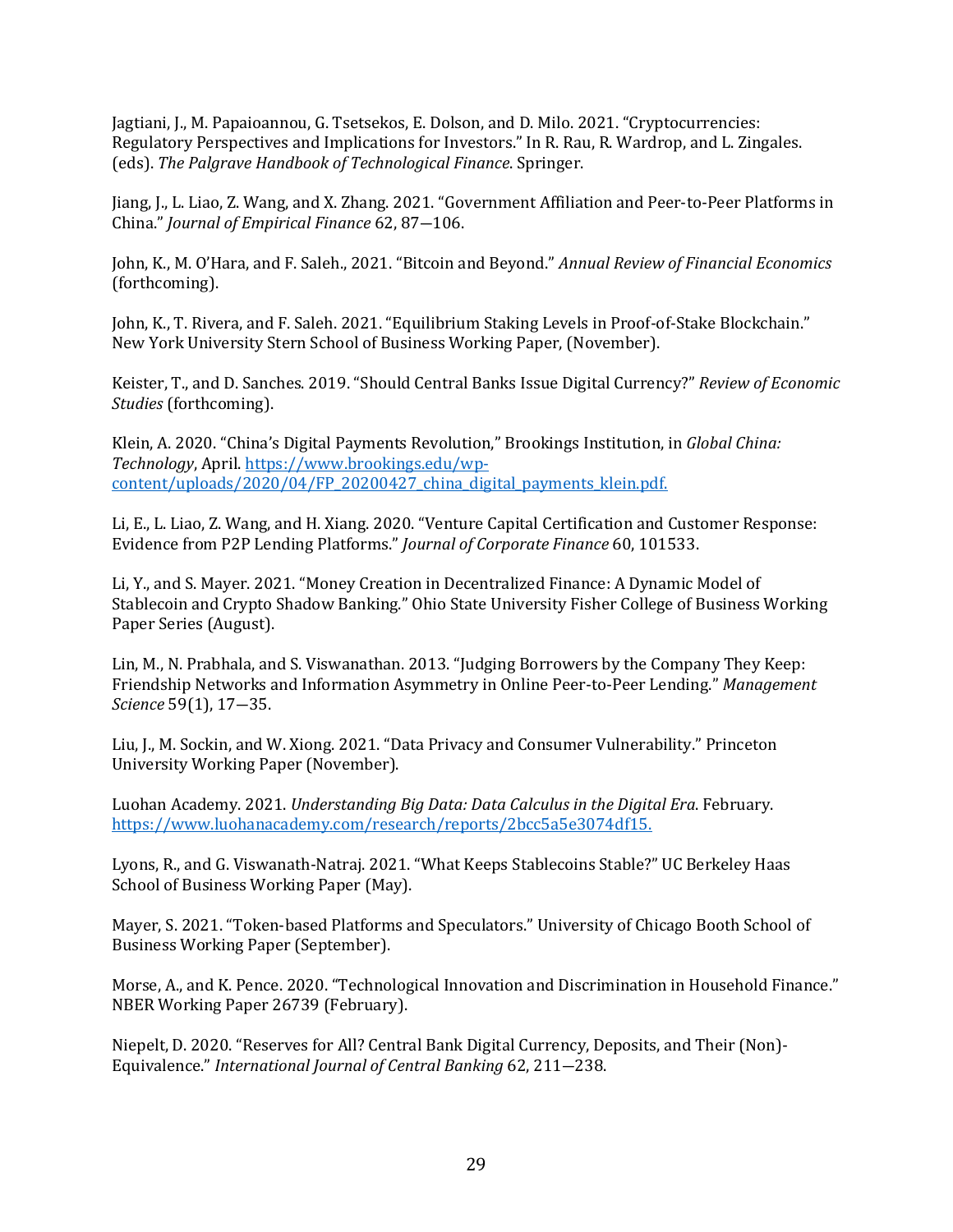Jagtiani, J., M. Papaioannou, G. Tsetsekos, E. Dolson, and D. Milo. 2021. "Cryptocurrencies: Regulatory Perspectives and Implications for Investors." In R. Rau, R. Wardrop, and L. Zingales. (eds). *The Palgrave Handbook of Technological Finance*. Springer.

Jiang, J., L. Liao, Z. Wang, and X. Zhang. 2021. "Government Affiliation and Peer-to-Peer Platforms in China." *Journal of Empirical Finance* 62, 87—106.

John, K., M. O'Hara, and F. Saleh., 2021. "Bitcoin and Beyond." *Annual Review of Financial Economics* (forthcoming).

John, K., T. Rivera, and F. Saleh. 2021. "Equilibrium Staking Levels in Proof-of-Stake Blockchain." New York University Stern School of Business Working Paper, (November).

Keister, T., and D. Sanches. 2019. "Should Central Banks Issue Digital Currency?" *Review of Economic Studies* (forthcoming).

Klein, A. 2020. "China's Digital Payments Revolution," Brookings Institution, in *Global China: Technology*, April. [https://www.brookings.edu/wp-content/uploads/2020/04/FP_20200427_china_digital_payments_klein.pdf.](https://www.brookings.edu/wp-content/uploads/2020/04/FP_20200427_china_digital_payments_klein.pdf)

Li, E., L. Liao, Z. Wang, and H. Xiang. 2020. "Venture Capital Certification and Customer Response: Evidence from P2P Lending Platforms." *Journal of Corporate Finance* 60, 101533.

Li, Y., and S. Mayer. 2021. "Money Creation in Decentralized Finance: A Dynamic Model of Stablecoin and Crypto Shadow Banking." Ohio State University Fisher College of Business Working Paper Series (August).

Lin, M., N. Prabhala, and S. Viswanathan. 2013. "Judging Borrowers by the Company They Keep: Friendship Networks and Information Asymmetry in Online Peer-to-Peer Lending." *Management Science* 59(1), 17—35.

Liu, J., M. Sockin, and W. Xiong. 2021. "Data Privacy and Consumer Vulnerability." Princeton University Working Paper (November).

Luohan Academy. 2021. *Understanding Big Data: Data Calculus in the Digital Era*. February. [https://www.luohanacademy.com/research/reports/2bcc5a5e3074df15.](https://www.luohanacademy.com/research/reports/2bcc5a5e3074df15)

Lyons, R., and G. Viswanath-Natraj. 2021. "What Keeps Stablecoins Stable?" UC Berkeley Haas School of Business Working Paper (May).

Mayer, S. 2021. "Token-based Platforms and Speculators." University of Chicago Booth School of Business Working Paper (September).

Morse, A., and K. Pence. 2020. "Technological Innovation and Discrimination in Household Finance." NBER Working Paper 26739 (February).

Niepelt, D. 2020. "Reserves for All? Central Bank Digital Currency, Deposits, and Their (Non)-Equivalence." *International Journal of Central Banking* 62, 211—238.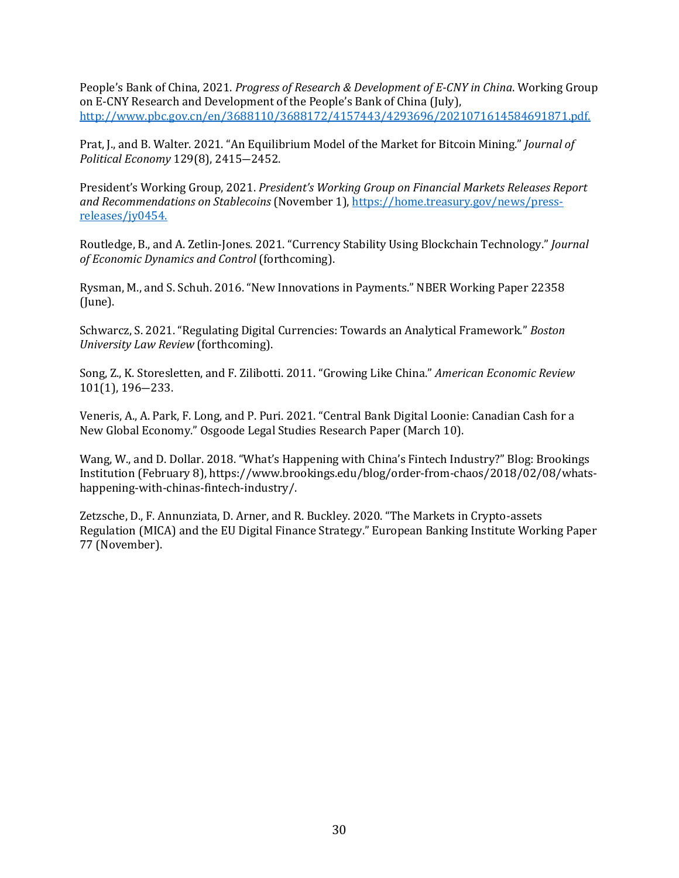People's Bank of China, 2021. *Progress of Research & Development of E-CNY in China*. Working Group on E-CNY Research and Development of the People's Bank of China (July), http://www.pbc.gov.cn/en/3688110/3688172/4157443/4293696/2021071614584691871.pdf.

Prat, J., and B. Walter. 2021. "An Equilibrium Model of the Market for Bitcoin Mining." *Journal of Political Economy* 129(8), 2415—2452.

President's Working Group, 2021. *President's Working Group on Financial Markets Releases Report and Recommendations on Stablecoins* (November 1), https://home.treasury.gov/news/press-releases/jy0454.

Routledge, B., and A. Zetlin-Jones. 2021. "Currency Stability Using Blockchain Technology." *Journal of Economic Dynamics and Control* (forthcoming).

Rysman, M., and S. Schuh. 2016. "New Innovations in Payments." NBER Working Paper 22358 (June).

Schwarcz, S. 2021. "Regulating Digital Currencies: Towards an Analytical Framework." *Boston University Law Review* (forthcoming).

Song, Z., K. Storesletten, and F. Zilibotti. 2011. "Growing Like China." *American Economic Review* 101(1), 196—233.

Veneris, A., A. Park, F. Long, and P. Puri. 2021. "Central Bank Digital Loonie: Canadian Cash for a New Global Economy." Osgoode Legal Studies Research Paper (March 10).

Wang, W., and D. Dollar. 2018. "What's Happening with China's Fintech Industry?" Blog: Brookings Institution (February 8), https://www.brookings.edu/blog/order-from-chaos/2018/02/08/whats-happening-with-chinas-fintech-industry/.

Zetzsche, D., F. Annunziata, D. Arner, and R. Buckley. 2020. "The Markets in Crypto-assets Regulation (MICA) and the EU Digital Finance Strategy." European Banking Institute Working Paper 77 (November).